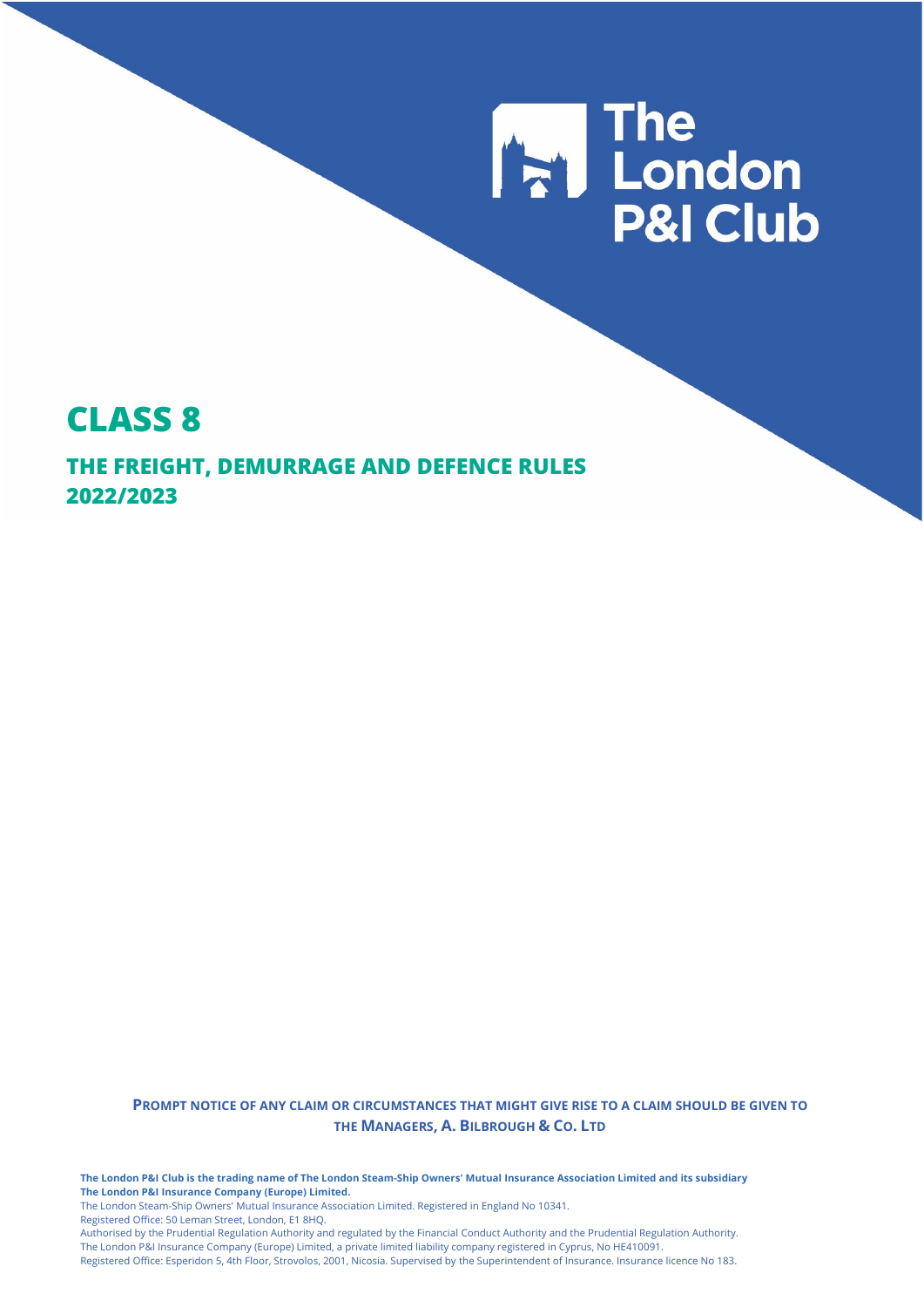The London P&I Club

# CLASS 8

## THE FREIGHT, DEMURRAGE AND DEFENCE RULES 2022/2023

**PROMPT NOTICE OF ANY CLAIM OR CIRCUMSTANCES THAT MIGHT GIVE RISE TO A CLAIM SHOULD BE GIVEN TO THE MANAGERS, A. BILBROUGH & CO. LTD**

**The London P&I Club is the trading name of The London Steam-Ship Owners' Mutual Insurance Association Limited and its subsidiary The London P&I Insurance Company (Europe) Limited.**

The London Steam-Ship Owners' Mutual Insurance Association Limited. Registered in England No 10341.

Registered Office: 50 Leman Street, London, E1 8HQ.

Authorised by the Prudential Regulation Authority and regulated by the Financial Conduct Authority and the Prudential Regulation Authority.

The London P&I Insurance Company (Europe) Limited, a private limited liability company registered in Cyprus, No HE410091.

Registered Office: Esperidon 5, 4th Floor, Strovolos, 2001, Nicosia. Supervised by the Superintendent of Insurance. Insurance licence No 183.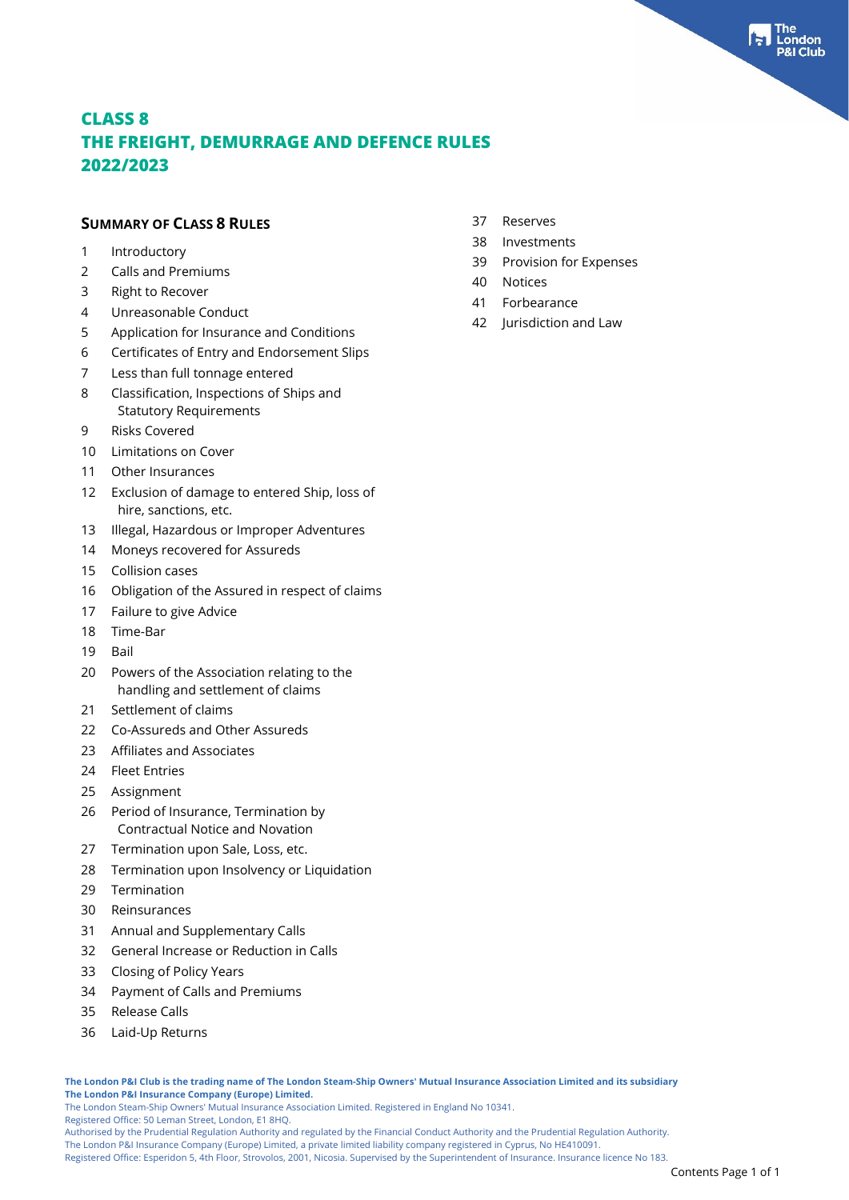# CLASS 8
# THE FREIGHT, DEMURRAGE AND DEFENCE RULES 2022/2023

## SUMMARY OF CLASS 8 RULES

1 Introductory
2 Calls and Premiums
3 Right to Recover
4 Unreasonable Conduct
5 Application for Insurance and Conditions
6 Certificates of Entry and Endorsement Slips
7 Less than full tonnage entered
8 Classification, Inspections of Ships and Statutory Requirements
9 Risks Covered
10 Limitations on Cover
11 Other Insurances
12 Exclusion of damage to entered Ship, loss of hire, sanctions, etc.
13 Illegal, Hazardous or Improper Adventures
14 Moneys recovered for Assureds
15 Collision cases
16 Obligation of the Assured in respect of claims
17 Failure to give Advice
18 Time-Bar
19 Bail
20 Powers of the Association relating to the handling and settlement of claims
21 Settlement of claims
22 Co-Assureds and Other Assureds
23 Affiliates and Associates
24 Fleet Entries
25 Assignment
26 Period of Insurance, Termination by Contractual Notice and Novation
27 Termination upon Sale, Loss, etc.
28 Termination upon Insolvency or Liquidation
29 Termination
30 Reinsurances
31 Annual and Supplementary Calls
32 General Increase or Reduction in Calls
33 Closing of Policy Years
34 Payment of Calls and Premiums
35 Release Calls
36 Laid-Up Returns
37 Reserves
38 Investments
39 Provision for Expenses
40 Notices
41 Forbearance
42 Jurisdiction and Law

**The London P&I Club is the trading name of The London Steam-Ship Owners' Mutual Insurance Association Limited and its subsidiary The London P&I Insurance Company (Europe) Limited.**
The London Steam-Ship Owners' Mutual Insurance Association Limited. Registered in England No 10341.
Registered Office: 50 Leman Street, London, E1 8HQ.
Authorised by the Prudential Regulation Authority and regulated by the Financial Conduct Authority and the Prudential Regulation Authority.
The London P&I Insurance Company (Europe) Limited, a private limited liability company registered in Cyprus, No HE410091.
Registered Office: Esperidon 5, 4th Floor, Strovolos, 2001, Nicosia. Supervised by the Superintendent of Insurance. Insurance licence No 183.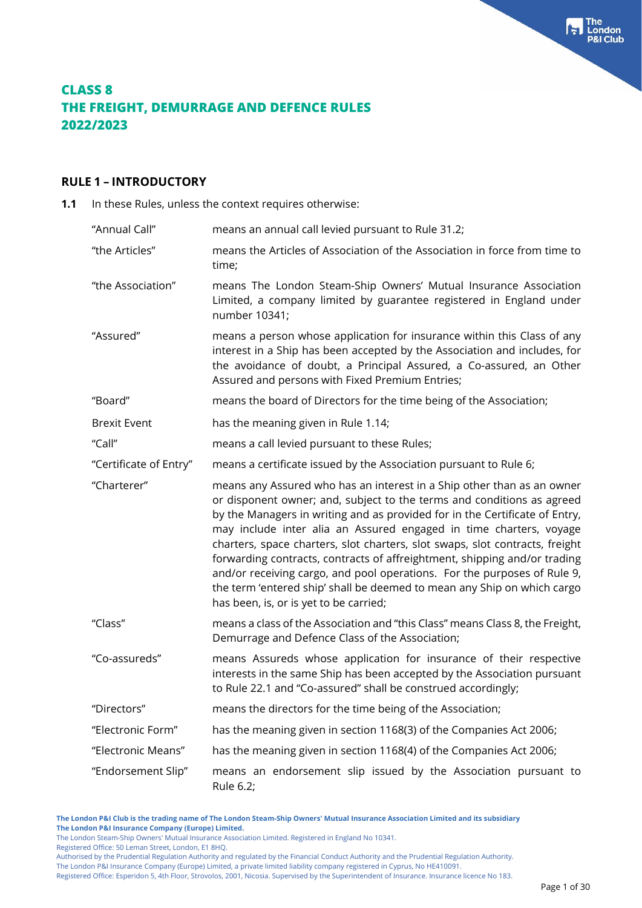# CLASS 8
# THE FREIGHT, DEMURRAGE AND DEFENCE RULES
# 2022/2023

## RULE 1 – INTRODUCTORY

**1.1** In these Rules, unless the context requires otherwise:

| | |
|---|---|
| "Annual Call" | means an annual call levied pursuant to Rule 31.2; |
| "the Articles" | means the Articles of Association of the Association in force from time to time; |
| "the Association" | means The London Steam-Ship Owners' Mutual Insurance Association Limited, a company limited by guarantee registered in England under number 10341; |
| "Assured" | means a person whose application for insurance within this Class of any interest in a Ship has been accepted by the Association and includes, for the avoidance of doubt, a Principal Assured, a Co-assured, an Other Assured and persons with Fixed Premium Entries; |
| "Board" | means the board of Directors for the time being of the Association; |
| Brexit Event | has the meaning given in Rule 1.14; |
| "Call" | means a call levied pursuant to these Rules; |
| "Certificate of Entry" | means a certificate issued by the Association pursuant to Rule 6; |
| "Charterer" | means any Assured who has an interest in a Ship other than as an owner or disponent owner; and, subject to the terms and conditions as agreed by the Managers in writing and as provided for in the Certificate of Entry, may include inter alia an Assured engaged in time charters, voyage charters, space charters, slot charters, slot swaps, slot contracts, freight forwarding contracts, contracts of affreightment, shipping and/or trading and/or receiving cargo, and pool operations. For the purposes of Rule 9, the term 'entered ship' shall be deemed to mean any Ship on which cargo has been, is, or is yet to be carried; |
| "Class" | means a class of the Association and "this Class" means Class 8, the Freight, Demurrage and Defence Class of the Association; |
| "Co-assureds" | means Assureds whose application for insurance of their respective interests in the same Ship has been accepted by the Association pursuant to Rule 22.1 and "Co-assured" shall be construed accordingly; |
| "Directors" | means the directors for the time being of the Association; |
| "Electronic Form" | has the meaning given in section 1168(3) of the Companies Act 2006; |
| "Electronic Means" | has the meaning given in section 1168(4) of the Companies Act 2006; |
| "Endorsement Slip" | means an endorsement slip issued by the Association pursuant to Rule 6.2; |

**The London P&I Club is the trading name of The London Steam-Ship Owners' Mutual Insurance Association Limited and its subsidiary The London P&I Insurance Company (Europe) Limited.**
The London Steam-Ship Owners' Mutual Insurance Association Limited. Registered in England No 10341.
Registered Office: 50 Leman Street, London, E1 8HQ.
Authorised by the Prudential Regulation Authority and regulated by the Financial Conduct Authority and the Prudential Regulation Authority.
The London P&I Insurance Company (Europe) Limited, a private limited liability company registered in Cyprus, No HE410091.
Registered Office: Esperidon 5, 4th Floor, Strovolos, 2001, Nicosia. Supervised by the Superintendent of Insurance. Insurance licence No 183.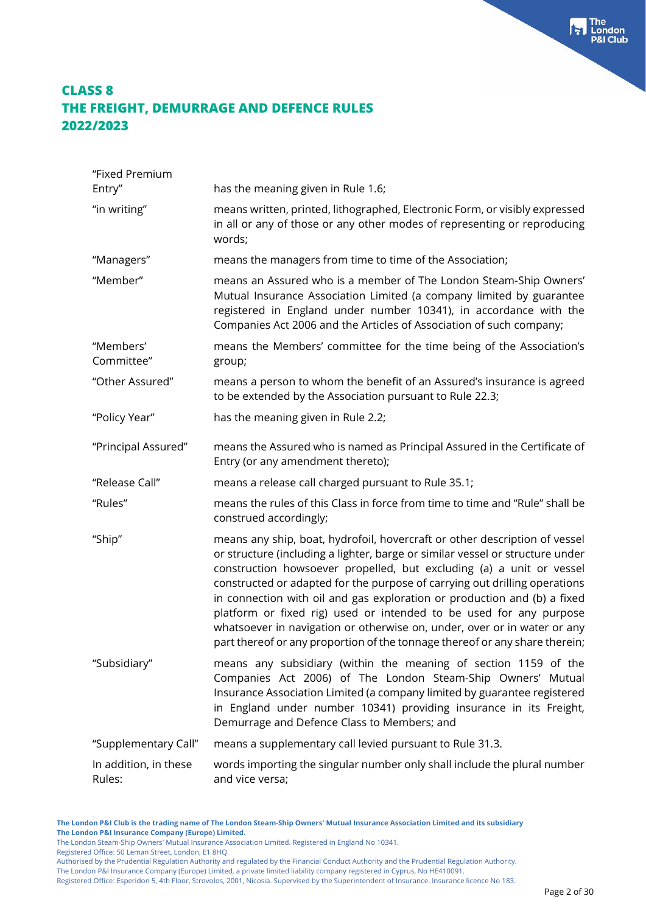# CLASS 8
# THE FREIGHT, DEMURRAGE AND DEFENCE RULES
# 2022/2023

| | |
|---|---|
| "Fixed Premium Entry" | has the meaning given in Rule 1.6; |
| "in writing" | means written, printed, lithographed, Electronic Form, or visibly expressed in all or any of those or any other modes of representing or reproducing words; |
| "Managers" | means the managers from time to time of the Association; |
| "Member" | means an Assured who is a member of The London Steam-Ship Owners' Mutual Insurance Association Limited (a company limited by guarantee registered in England under number 10341), in accordance with the Companies Act 2006 and the Articles of Association of such company; |
| "Members' Committee" | means the Members' committee for the time being of the Association's group; |
| "Other Assured" | means a person to whom the benefit of an Assured's insurance is agreed to be extended by the Association pursuant to Rule 22.3; |
| "Policy Year" | has the meaning given in Rule 2.2; |
| "Principal Assured" | means the Assured who is named as Principal Assured in the Certificate of Entry (or any amendment thereto); |
| "Release Call" | means a release call charged pursuant to Rule 35.1; |
| "Rules" | means the rules of this Class in force from time to time and "Rule" shall be construed accordingly; |
| "Ship" | means any ship, boat, hydrofoil, hovercraft or other description of vessel or structure (including a lighter, barge or similar vessel or structure under construction howsoever propelled, but excluding (a) a unit or vessel constructed or adapted for the purpose of carrying out drilling operations in connection with oil and gas exploration or production and (b) a fixed platform or fixed rig) used or intended to be used for any purpose whatsoever in navigation or otherwise on, under, over or in water or any part thereof or any proportion of the tonnage thereof or any share therein; |
| "Subsidiary" | means any subsidiary (within the meaning of section 1159 of the Companies Act 2006) of The London Steam-Ship Owners' Mutual Insurance Association Limited (a company limited by guarantee registered in England under number 10341) providing insurance in its Freight, Demurrage and Defence Class to Members; and |
| "Supplementary Call" | means a supplementary call levied pursuant to Rule 31.3. |
| In addition, in these Rules: | words importing the singular number only shall include the plural number and vice versa; |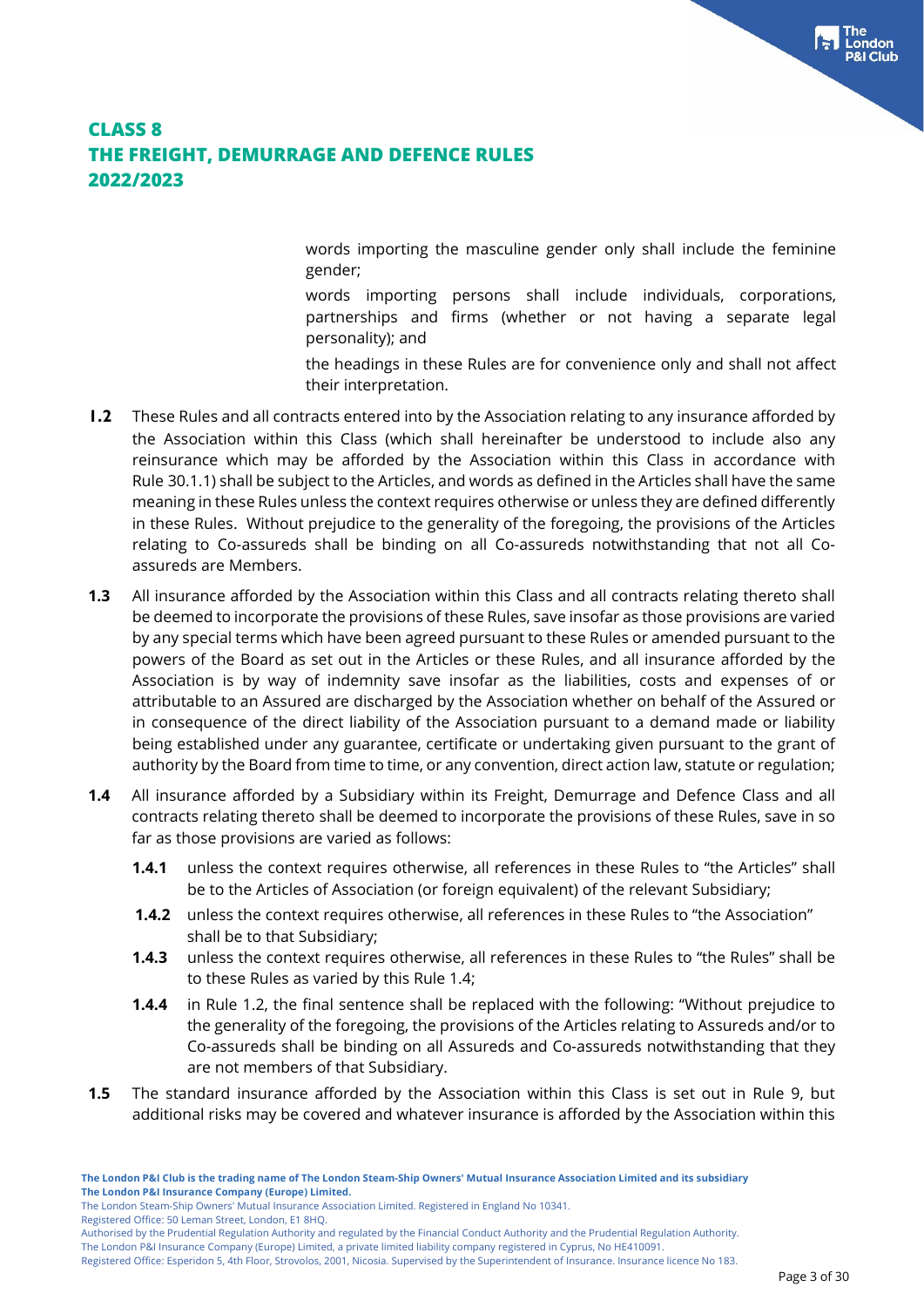words importing the masculine gender only shall include the feminine gender;

words importing persons shall include individuals, corporations, partnerships and firms (whether or not having a separate legal personality); and

the headings in these Rules are for convenience only and shall not affect their interpretation.

**1.2** These Rules and all contracts entered into by the Association relating to any insurance afforded by the Association within this Class (which shall hereinafter be understood to include also any reinsurance which may be afforded by the Association within this Class in accordance with Rule 30.1.1) shall be subject to the Articles, and words as defined in the Articles shall have the same meaning in these Rules unless the context requires otherwise or unless they are defined differently in these Rules. Without prejudice to the generality of the foregoing, the provisions of the Articles relating to Co-assureds shall be binding on all Co-assureds notwithstanding that not all Co-assureds are Members.

**1.3** All insurance afforded by the Association within this Class and all contracts relating thereto shall be deemed to incorporate the provisions of these Rules, save insofar as those provisions are varied by any special terms which have been agreed pursuant to these Rules or amended pursuant to the powers of the Board as set out in the Articles or these Rules, and all insurance afforded by the Association is by way of indemnity save insofar as the liabilities, costs and expenses of or attributable to an Assured are discharged by the Association whether on behalf of the Assured or in consequence of the direct liability of the Association pursuant to a demand made or liability being established under any guarantee, certificate or undertaking given pursuant to the grant of authority by the Board from time to time, or any convention, direct action law, statute or regulation;

**1.4** All insurance afforded by a Subsidiary within its Freight, Demurrage and Defence Class and all contracts relating thereto shall be deemed to incorporate the provisions of these Rules, save in so far as those provisions are varied as follows:

**1.4.1** unless the context requires otherwise, all references in these Rules to "the Articles" shall be to the Articles of Association (or foreign equivalent) of the relevant Subsidiary;

**1.4.2** unless the context requires otherwise, all references in these Rules to "the Association" shall be to that Subsidiary;

**1.4.3** unless the context requires otherwise, all references in these Rules to "the Rules" shall be to these Rules as varied by this Rule 1.4;

**1.4.4** in Rule 1.2, the final sentence shall be replaced with the following: "Without prejudice to the generality of the foregoing, the provisions of the Articles relating to Assureds and/or to Co-assureds shall be binding on all Assureds and Co-assureds notwithstanding that they are not members of that Subsidiary.

**1.5** The standard insurance afforded by the Association within this Class is set out in Rule 9, but additional risks may be covered and whatever insurance is afforded by the Association within this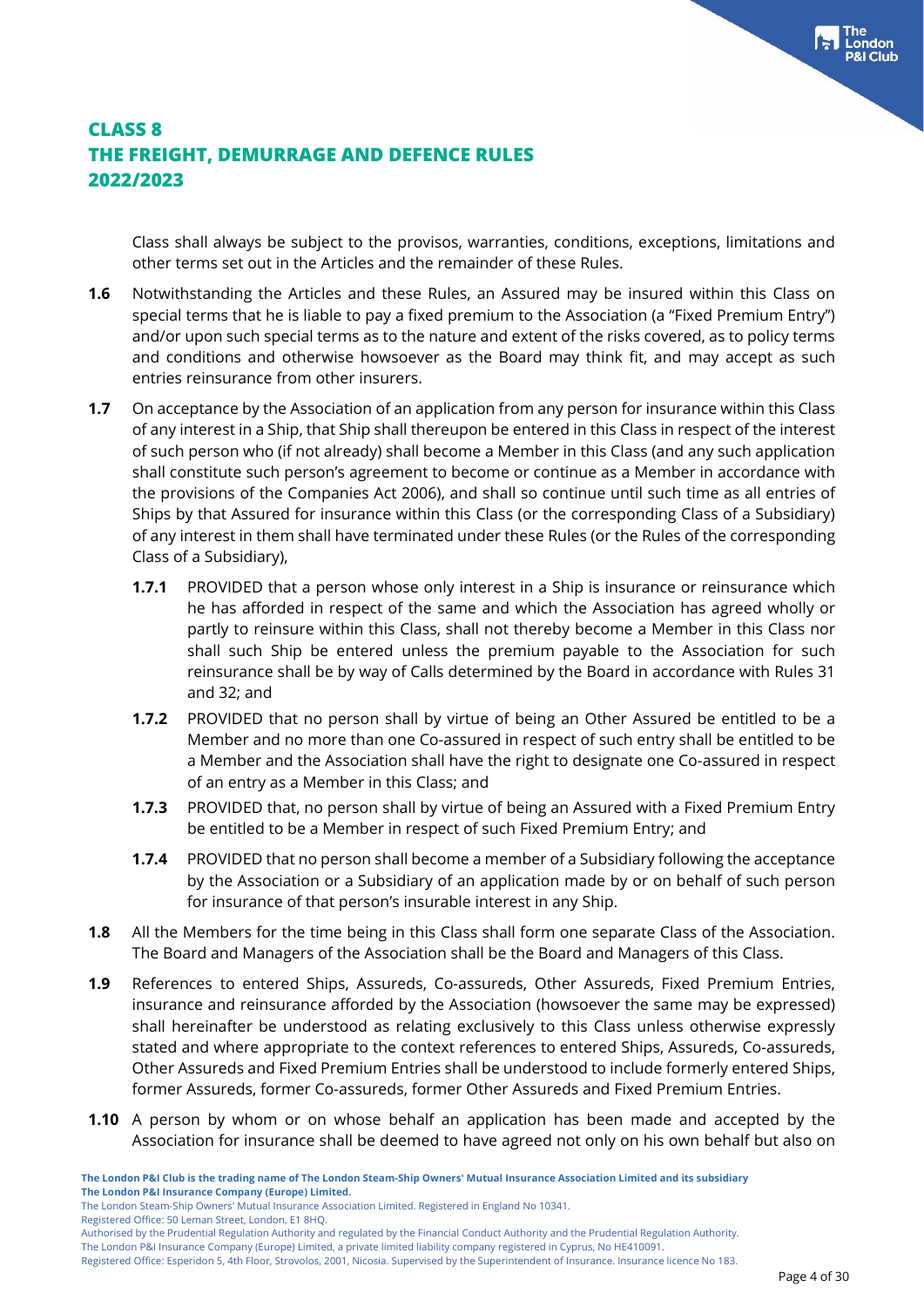Class shall always be subject to the provisos, warranties, conditions, exceptions, limitations and other terms set out in the Articles and the remainder of these Rules.

**1.6** Notwithstanding the Articles and these Rules, an Assured may be insured within this Class on special terms that he is liable to pay a fixed premium to the Association (a "Fixed Premium Entry") and/or upon such special terms as to the nature and extent of the risks covered, as to policy terms and conditions and otherwise howsoever as the Board may think fit, and may accept as such entries reinsurance from other insurers.

**1.7** On acceptance by the Association of an application from any person for insurance within this Class of any interest in a Ship, that Ship shall thereupon be entered in this Class in respect of the interest of such person who (if not already) shall become a Member in this Class (and any such application shall constitute such person's agreement to become or continue as a Member in accordance with the provisions of the Companies Act 2006), and shall so continue until such time as all entries of Ships by that Assured for insurance within this Class (or the corresponding Class of a Subsidiary) of any interest in them shall have terminated under these Rules (or the Rules of the corresponding Class of a Subsidiary),

**1.7.1** PROVIDED that a person whose only interest in a Ship is insurance or reinsurance which he has afforded in respect of the same and which the Association has agreed wholly or partly to reinsure within this Class, shall not thereby become a Member in this Class nor shall such Ship be entered unless the premium payable to the Association for such reinsurance shall be by way of Calls determined by the Board in accordance with Rules 31 and 32; and

**1.7.2** PROVIDED that no person shall by virtue of being an Other Assured be entitled to be a Member and no more than one Co-assured in respect of such entry shall be entitled to be a Member and the Association shall have the right to designate one Co-assured in respect of an entry as a Member in this Class; and

**1.7.3** PROVIDED that, no person shall by virtue of being an Assured with a Fixed Premium Entry be entitled to be a Member in respect of such Fixed Premium Entry; and

**1.7.4** PROVIDED that no person shall become a member of a Subsidiary following the acceptance by the Association or a Subsidiary of an application made by or on behalf of such person for insurance of that person's insurable interest in any Ship.

**1.8** All the Members for the time being in this Class shall form one separate Class of the Association. The Board and Managers of the Association shall be the Board and Managers of this Class.

**1.9** References to entered Ships, Assureds, Co-assureds, Other Assureds, Fixed Premium Entries, insurance and reinsurance afforded by the Association (howsoever the same may be expressed) shall hereinafter be understood as relating exclusively to this Class unless otherwise expressly stated and where appropriate to the context references to entered Ships, Assureds, Co-assureds, Other Assureds and Fixed Premium Entries shall be understood to include formerly entered Ships, former Assureds, former Co-assureds, former Other Assureds and Fixed Premium Entries.

**1.10** A person by whom or on whose behalf an application has been made and accepted by the Association for insurance shall be deemed to have agreed not only on his own behalf but also on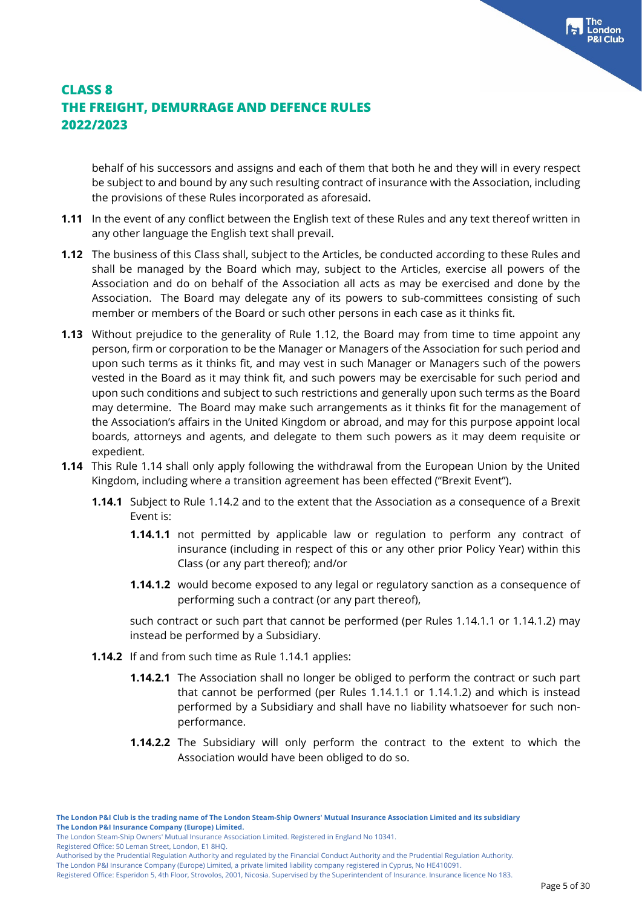behalf of his successors and assigns and each of them that both he and they will in every respect be subject to and bound by any such resulting contract of insurance with the Association, including the provisions of these Rules incorporated as aforesaid.

**1.11** In the event of any conflict between the English text of these Rules and any text thereof written in any other language the English text shall prevail.

**1.12** The business of this Class shall, subject to the Articles, be conducted according to these Rules and shall be managed by the Board which may, subject to the Articles, exercise all powers of the Association and do on behalf of the Association all acts as may be exercised and done by the Association. The Board may delegate any of its powers to sub-committees consisting of such member or members of the Board or such other persons in each case as it thinks fit.

**1.13** Without prejudice to the generality of Rule 1.12, the Board may from time to time appoint any person, firm or corporation to be the Manager or Managers of the Association for such period and upon such terms as it thinks fit, and may vest in such Manager or Managers such of the powers vested in the Board as it may think fit, and such powers may be exercisable for such period and upon such conditions and subject to such restrictions and generally upon such terms as the Board may determine. The Board may make such arrangements as it thinks fit for the management of the Association's affairs in the United Kingdom or abroad, and may for this purpose appoint local boards, attorneys and agents, and delegate to them such powers as it may deem requisite or expedient.

**1.14** This Rule 1.14 shall only apply following the withdrawal from the European Union by the United Kingdom, including where a transition agreement has been effected ("Brexit Event").

**1.14.1** Subject to Rule 1.14.2 and to the extent that the Association as a consequence of a Brexit Event is:

**1.14.1.1** not permitted by applicable law or regulation to perform any contract of insurance (including in respect of this or any other prior Policy Year) within this Class (or any part thereof); and/or

**1.14.1.2** would become exposed to any legal or regulatory sanction as a consequence of performing such a contract (or any part thereof),

such contract or such part that cannot be performed (per Rules 1.14.1.1 or 1.14.1.2) may instead be performed by a Subsidiary.

**1.14.2** If and from such time as Rule 1.14.1 applies:

**1.14.2.1** The Association shall no longer be obliged to perform the contract or such part that cannot be performed (per Rules 1.14.1.1 or 1.14.1.2) and which is instead performed by a Subsidiary and shall have no liability whatsoever for such non-performance.

**1.14.2.2** The Subsidiary will only perform the contract to the extent to which the Association would have been obliged to do so.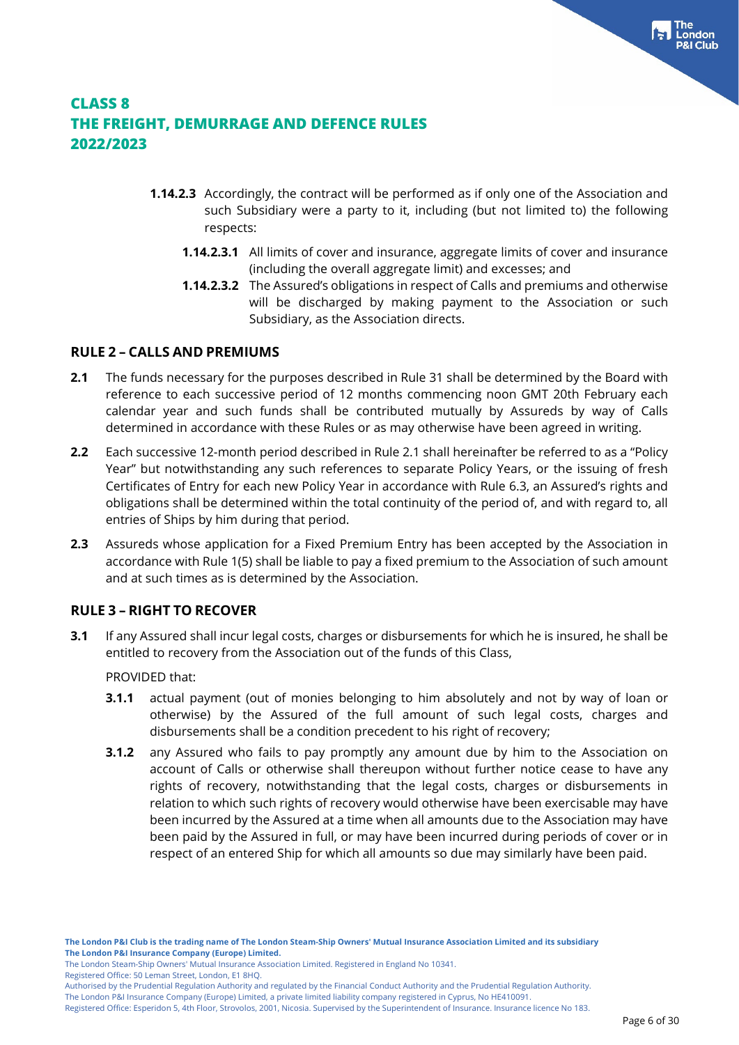# CLASS 8
# THE FREIGHT, DEMURRAGE AND DEFENCE RULES
# 2022/2023

**1.14.2.3** Accordingly, the contract will be performed as if only one of the Association and such Subsidiary were a party to it, including (but not limited to) the following respects:

**1.14.2.3.1** All limits of cover and insurance, aggregate limits of cover and insurance (including the overall aggregate limit) and excesses; and

**1.14.2.3.2** The Assured's obligations in respect of Calls and premiums and otherwise will be discharged by making payment to the Association or such Subsidiary, as the Association directs.

## RULE 2 – CALLS AND PREMIUMS

**2.1** The funds necessary for the purposes described in Rule 31 shall be determined by the Board with reference to each successive period of 12 months commencing noon GMT 20th February each calendar year and such funds shall be contributed mutually by Assureds by way of Calls determined in accordance with these Rules or as may otherwise have been agreed in writing.

**2.2** Each successive 12-month period described in Rule 2.1 shall hereinafter be referred to as a "Policy Year" but notwithstanding any such references to separate Policy Years, or the issuing of fresh Certificates of Entry for each new Policy Year in accordance with Rule 6.3, an Assured's rights and obligations shall be determined within the total continuity of the period of, and with regard to, all entries of Ships by him during that period.

**2.3** Assureds whose application for a Fixed Premium Entry has been accepted by the Association in accordance with Rule 1(5) shall be liable to pay a fixed premium to the Association of such amount and at such times as is determined by the Association.

## RULE 3 – RIGHT TO RECOVER

**3.1** If any Assured shall incur legal costs, charges or disbursements for which he is insured, he shall be entitled to recovery from the Association out of the funds of this Class,

PROVIDED that:

**3.1.1** actual payment (out of monies belonging to him absolutely and not by way of loan or otherwise) by the Assured of the full amount of such legal costs, charges and disbursements shall be a condition precedent to his right of recovery;

**3.1.2** any Assured who fails to pay promptly any amount due by him to the Association on account of Calls or otherwise shall thereupon without further notice cease to have any rights of recovery, notwithstanding that the legal costs, charges or disbursements in relation to which such rights of recovery would otherwise have been exercisable may have been incurred by the Assured at a time when all amounts due to the Association may have been paid by the Assured in full, or may have been incurred during periods of cover or in respect of an entered Ship for which all amounts so due may similarly have been paid.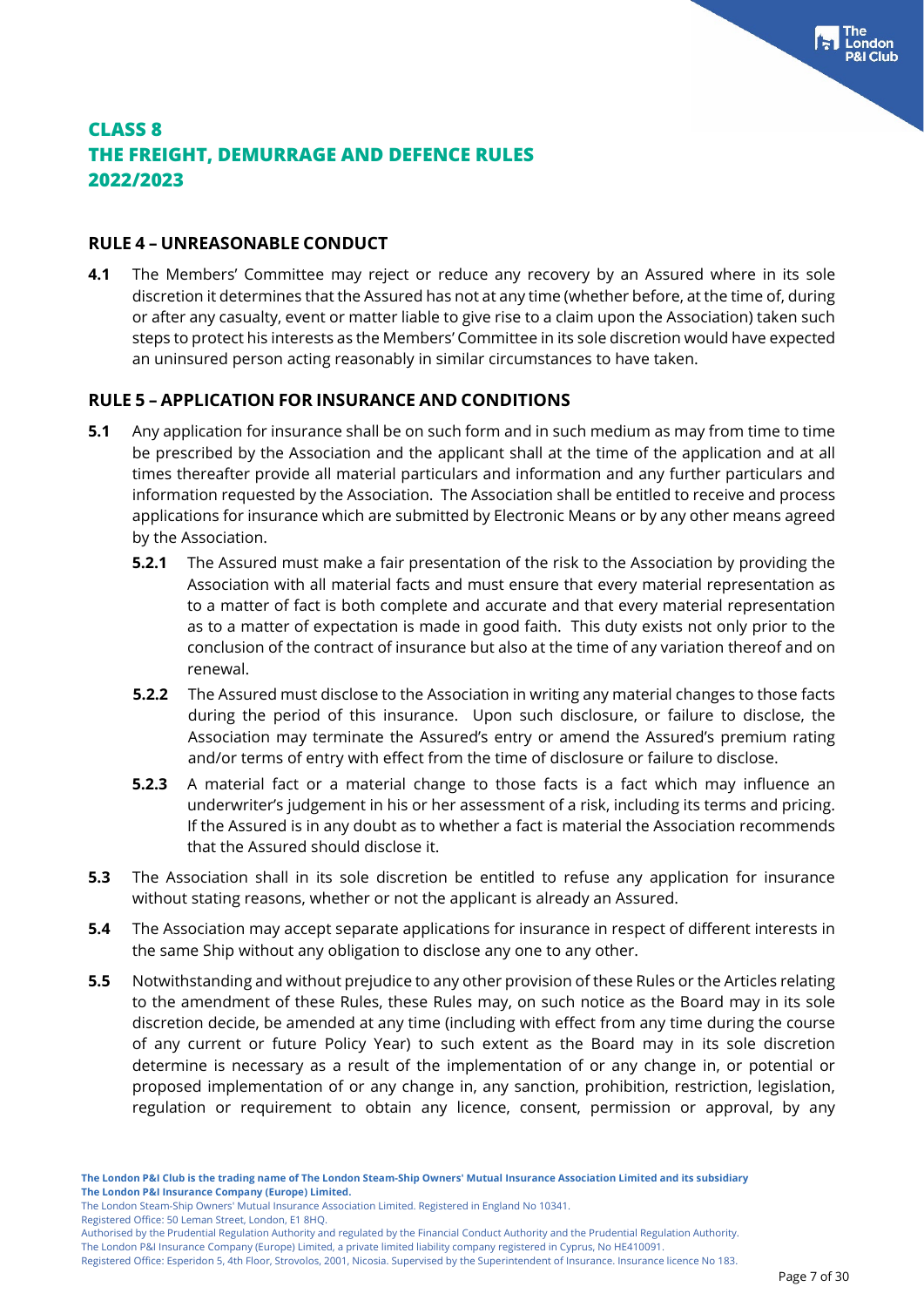# CLASS 8
# THE FREIGHT, DEMURRAGE AND DEFENCE RULES
# 2022/2023

## RULE 4 – UNREASONABLE CONDUCT

**4.1** The Members' Committee may reject or reduce any recovery by an Assured where in its sole discretion it determines that the Assured has not at any time (whether before, at the time of, during or after any casualty, event or matter liable to give rise to a claim upon the Association) taken such steps to protect his interests as the Members' Committee in its sole discretion would have expected an uninsured person acting reasonably in similar circumstances to have taken.

## RULE 5 – APPLICATION FOR INSURANCE AND CONDITIONS

**5.1** Any application for insurance shall be on such form and in such medium as may from time to time be prescribed by the Association and the applicant shall at the time of the application and at all times thereafter provide all material particulars and information and any further particulars and information requested by the Association. The Association shall be entitled to receive and process applications for insurance which are submitted by Electronic Means or by any other means agreed by the Association.

**5.2.1** The Assured must make a fair presentation of the risk to the Association by providing the Association with all material facts and must ensure that every material representation as to a matter of fact is both complete and accurate and that every material representation as to a matter of expectation is made in good faith. This duty exists not only prior to the conclusion of the contract of insurance but also at the time of any variation thereof and on renewal.

**5.2.2** The Assured must disclose to the Association in writing any material changes to those facts during the period of this insurance. Upon such disclosure, or failure to disclose, the Association may terminate the Assured's entry or amend the Assured's premium rating and/or terms of entry with effect from the time of disclosure or failure to disclose.

**5.2.3** A material fact or a material change to those facts is a fact which may influence an underwriter's judgement in his or her assessment of a risk, including its terms and pricing. If the Assured is in any doubt as to whether a fact is material the Association recommends that the Assured should disclose it.

**5.3** The Association shall in its sole discretion be entitled to refuse any application for insurance without stating reasons, whether or not the applicant is already an Assured.

**5.4** The Association may accept separate applications for insurance in respect of different interests in the same Ship without any obligation to disclose any one to any other.

**5.5** Notwithstanding and without prejudice to any other provision of these Rules or the Articles relating to the amendment of these Rules, these Rules may, on such notice as the Board may in its sole discretion decide, be amended at any time (including with effect from any time during the course of any current or future Policy Year) to such extent as the Board may in its sole discretion determine is necessary as a result of the implementation of or any change in, or potential or proposed implementation of or any change in, any sanction, prohibition, restriction, legislation, regulation or requirement to obtain any licence, consent, permission or approval, by any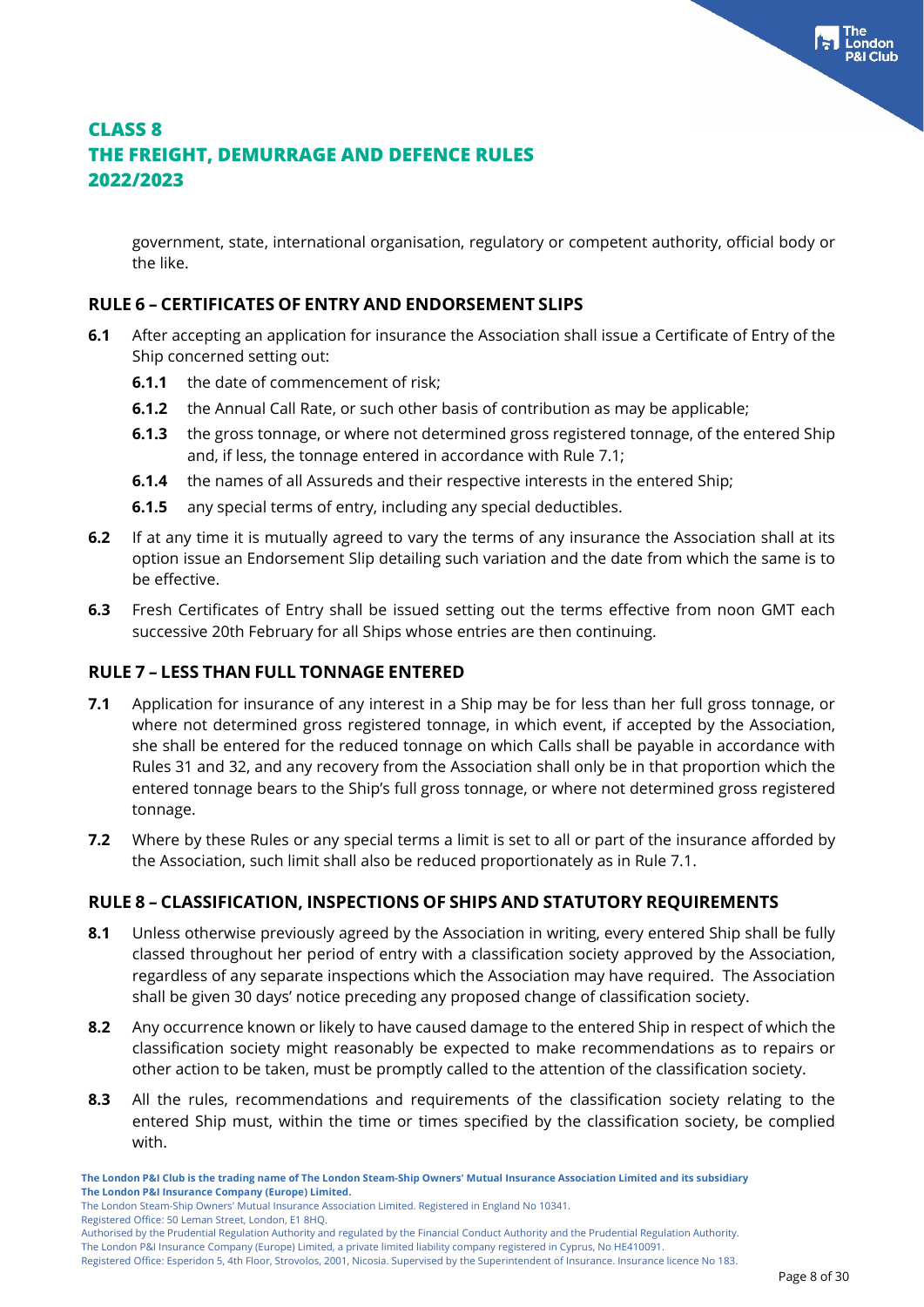government, state, international organisation, regulatory or competent authority, official body or the like.

## RULE 6 – CERTIFICATES OF ENTRY AND ENDORSEMENT SLIPS

**6.1** After accepting an application for insurance the Association shall issue a Certificate of Entry of the Ship concerned setting out:

- **6.1.1** the date of commencement of risk;
- **6.1.2** the Annual Call Rate, or such other basis of contribution as may be applicable;
- **6.1.3** the gross tonnage, or where not determined gross registered tonnage, of the entered Ship and, if less, the tonnage entered in accordance with Rule 7.1;
- **6.1.4** the names of all Assureds and their respective interests in the entered Ship;
- **6.1.5** any special terms of entry, including any special deductibles.

**6.2** If at any time it is mutually agreed to vary the terms of any insurance the Association shall at its option issue an Endorsement Slip detailing such variation and the date from which the same is to be effective.

**6.3** Fresh Certificates of Entry shall be issued setting out the terms effective from noon GMT each successive 20th February for all Ships whose entries are then continuing.

## RULE 7 – LESS THAN FULL TONNAGE ENTERED

**7.1** Application for insurance of any interest in a Ship may be for less than her full gross tonnage, or where not determined gross registered tonnage, in which event, if accepted by the Association, she shall be entered for the reduced tonnage on which Calls shall be payable in accordance with Rules 31 and 32, and any recovery from the Association shall only be in that proportion which the entered tonnage bears to the Ship's full gross tonnage, or where not determined gross registered tonnage.

**7.2** Where by these Rules or any special terms a limit is set to all or part of the insurance afforded by the Association, such limit shall also be reduced proportionately as in Rule 7.1.

## RULE 8 – CLASSIFICATION, INSPECTIONS OF SHIPS AND STATUTORY REQUIREMENTS

**8.1** Unless otherwise previously agreed by the Association in writing, every entered Ship shall be fully classed throughout her period of entry with a classification society approved by the Association, regardless of any separate inspections which the Association may have required. The Association shall be given 30 days' notice preceding any proposed change of classification society.

**8.2** Any occurrence known or likely to have caused damage to the entered Ship in respect of which the classification society might reasonably be expected to make recommendations as to repairs or other action to be taken, must be promptly called to the attention of the classification society.

**8.3** All the rules, recommendations and requirements of the classification society relating to the entered Ship must, within the time or times specified by the classification society, be complied with.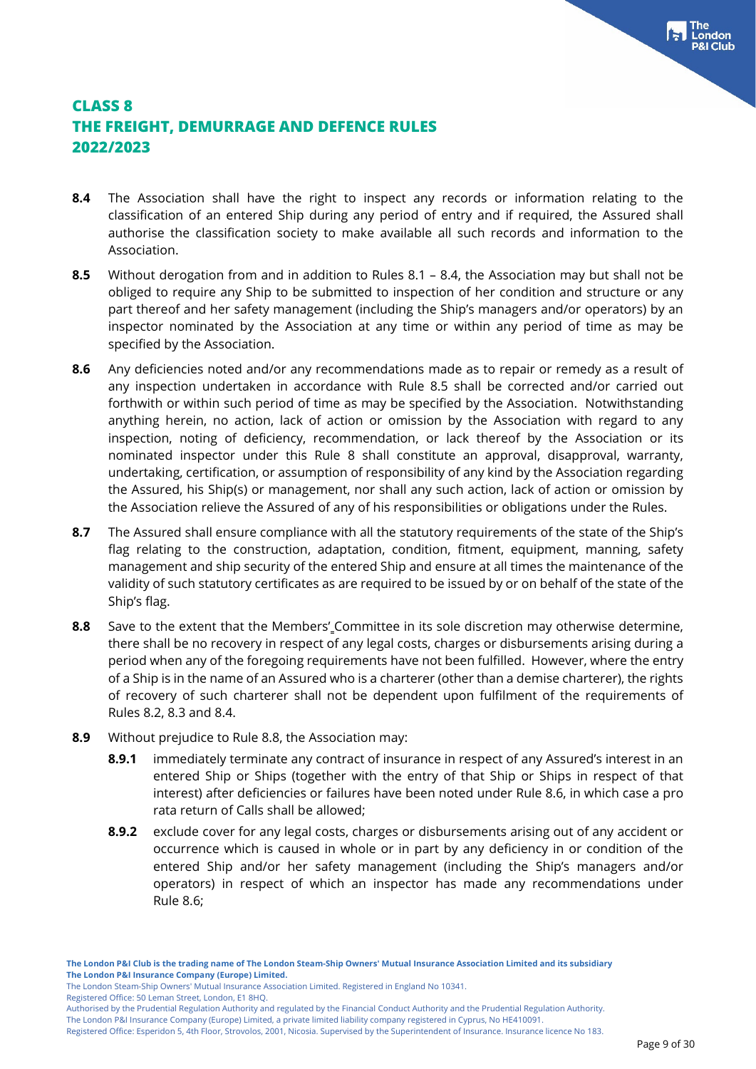## CLASS 8
## THE FREIGHT, DEMURRAGE AND DEFENCE RULES
## 2022/2023

**8.4** The Association shall have the right to inspect any records or information relating to the classification of an entered Ship during any period of entry and if required, the Assured shall authorise the classification society to make available all such records and information to the Association.

**8.5** Without derogation from and in addition to Rules 8.1 – 8.4, the Association may but shall not be obliged to require any Ship to be submitted to inspection of her condition and structure or any part thereof and her safety management (including the Ship's managers and/or operators) by an inspector nominated by the Association at any time or within any period of time as may be specified by the Association.

**8.6** Any deficiencies noted and/or any recommendations made as to repair or remedy as a result of any inspection undertaken in accordance with Rule 8.5 shall be corrected and/or carried out forthwith or within such period of time as may be specified by the Association. Notwithstanding anything herein, no action, lack of action or omission by the Association with regard to any inspection, noting of deficiency, recommendation, or lack thereof by the Association or its nominated inspector under this Rule 8 shall constitute an approval, disapproval, warranty, undertaking, certification, or assumption of responsibility of any kind by the Association regarding the Assured, his Ship(s) or management, nor shall any such action, lack of action or omission by the Association relieve the Assured of any of his responsibilities or obligations under the Rules.

**8.7** The Assured shall ensure compliance with all the statutory requirements of the state of the Ship's flag relating to the construction, adaptation, condition, fitment, equipment, manning, safety management and ship security of the entered Ship and ensure at all times the maintenance of the validity of such statutory certificates as are required to be issued by or on behalf of the state of the Ship's flag.

**8.8** Save to the extent that the Members' Committee in its sole discretion may otherwise determine, there shall be no recovery in respect of any legal costs, charges or disbursements arising during a period when any of the foregoing requirements have not been fulfilled. However, where the entry of a Ship is in the name of an Assured who is a charterer (other than a demise charterer), the rights of recovery of such charterer shall not be dependent upon fulfilment of the requirements of Rules 8.2, 8.3 and 8.4.

**8.9** Without prejudice to Rule 8.8, the Association may:

- **8.9.1** immediately terminate any contract of insurance in respect of any Assured's interest in an entered Ship or Ships (together with the entry of that Ship or Ships in respect of that interest) after deficiencies or failures have been noted under Rule 8.6, in which case a pro rata return of Calls shall be allowed;
- **8.9.2** exclude cover for any legal costs, charges or disbursements arising out of any accident or occurrence which is caused in whole or in part by any deficiency in or condition of the entered Ship and/or her safety management (including the Ship's managers and/or operators) in respect of which an inspector has made any recommendations under Rule 8.6;

**The London P&I Club is the trading name of The London Steam-Ship Owners' Mutual Insurance Association Limited and its subsidiary The London P&I Insurance Company (Europe) Limited.**
The London Steam-Ship Owners' Mutual Insurance Association Limited. Registered in England No 10341.
Registered Office: 50 Leman Street, London, E1 8HQ.
Authorised by the Prudential Regulation Authority and regulated by the Financial Conduct Authority and the Prudential Regulation Authority.
The London P&I Insurance Company (Europe) Limited, a private limited liability company registered in Cyprus, No HE410091.
Registered Office: Esperidon 5, 4th Floor, Strovolos, 2001, Nicosia. Supervised by the Superintendent of Insurance. Insurance licence No 183.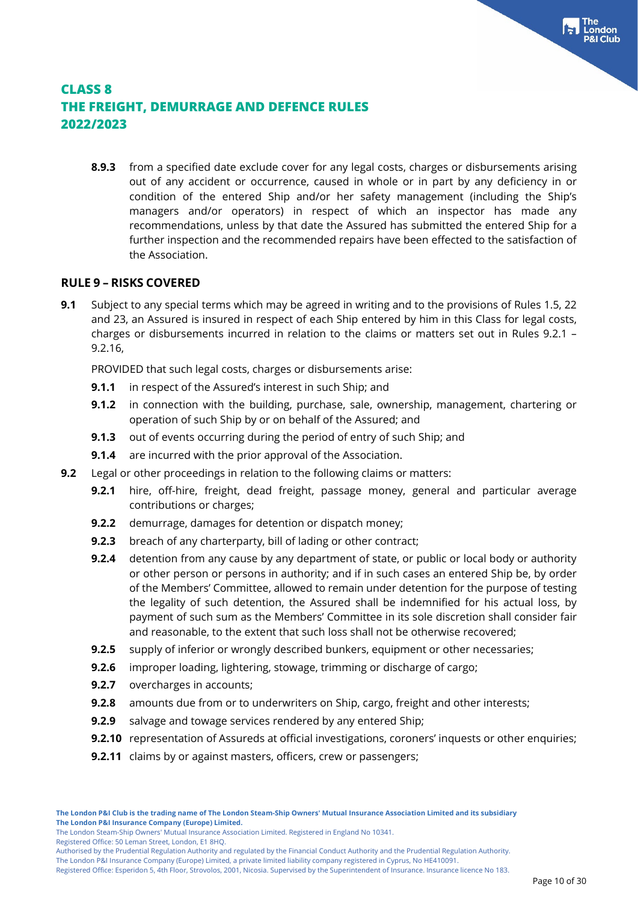# CLASS 8
# THE FREIGHT, DEMURRAGE AND DEFENCE RULES
# 2022/2023

**8.9.3** from a specified date exclude cover for any legal costs, charges or disbursements arising out of any accident or occurrence, caused in whole or in part by any deficiency in or condition of the entered Ship and/or her safety management (including the Ship's managers and/or operators) in respect of which an inspector has made any recommendations, unless by that date the Assured has submitted the entered Ship for a further inspection and the recommended repairs have been effected to the satisfaction of the Association.

## RULE 9 – RISKS COVERED

**9.1** Subject to any special terms which may be agreed in writing and to the provisions of Rules 1.5, 22 and 23, an Assured is insured in respect of each Ship entered by him in this Class for legal costs, charges or disbursements incurred in relation to the claims or matters set out in Rules 9.2.1 – 9.2.16,

PROVIDED that such legal costs, charges or disbursements arise:

**9.1.1** in respect of the Assured's interest in such Ship; and

**9.1.2** in connection with the building, purchase, sale, ownership, management, chartering or operation of such Ship by or on behalf of the Assured; and

**9.1.3** out of events occurring during the period of entry of such Ship; and

**9.1.4** are incurred with the prior approval of the Association.

**9.2** Legal or other proceedings in relation to the following claims or matters:

**9.2.1** hire, off-hire, freight, dead freight, passage money, general and particular average contributions or charges;

**9.2.2** demurrage, damages for detention or dispatch money;

**9.2.3** breach of any charterparty, bill of lading or other contract;

**9.2.4** detention from any cause by any department of state, or public or local body or authority or other person or persons in authority; and if in such cases an entered Ship be, by order of the Members' Committee, allowed to remain under detention for the purpose of testing the legality of such detention, the Assured shall be indemnified for his actual loss, by payment of such sum as the Members' Committee in its sole discretion shall consider fair and reasonable, to the extent that such loss shall not be otherwise recovered;

**9.2.5** supply of inferior or wrongly described bunkers, equipment or other necessaries;

**9.2.6** improper loading, lightering, stowage, trimming or discharge of cargo;

**9.2.7** overcharges in accounts;

**9.2.8** amounts due from or to underwriters on Ship, cargo, freight and other interests;

**9.2.9** salvage and towage services rendered by any entered Ship;

**9.2.10** representation of Assureds at official investigations, coroners' inquests or other enquiries;

**9.2.11** claims by or against masters, officers, crew or passengers;

**The London P&I Club is the trading name of The London Steam-Ship Owners' Mutual Insurance Association Limited and its subsidiary The London P&I Insurance Company (Europe) Limited.**

The London Steam-Ship Owners' Mutual Insurance Association Limited. Registered in England No 10341.
Registered Office: 50 Leman Street, London, E1 8HQ.
Authorised by the Prudential Regulation Authority and regulated by the Financial Conduct Authority and the Prudential Regulation Authority.
The London P&I Insurance Company (Europe) Limited, a private limited liability company registered in Cyprus, No HE410091.
Registered Office: Esperidon 5, 4th Floor, Strovolos, 2001, Nicosia. Supervised by the Superintendent of Insurance. Insurance licence No 183.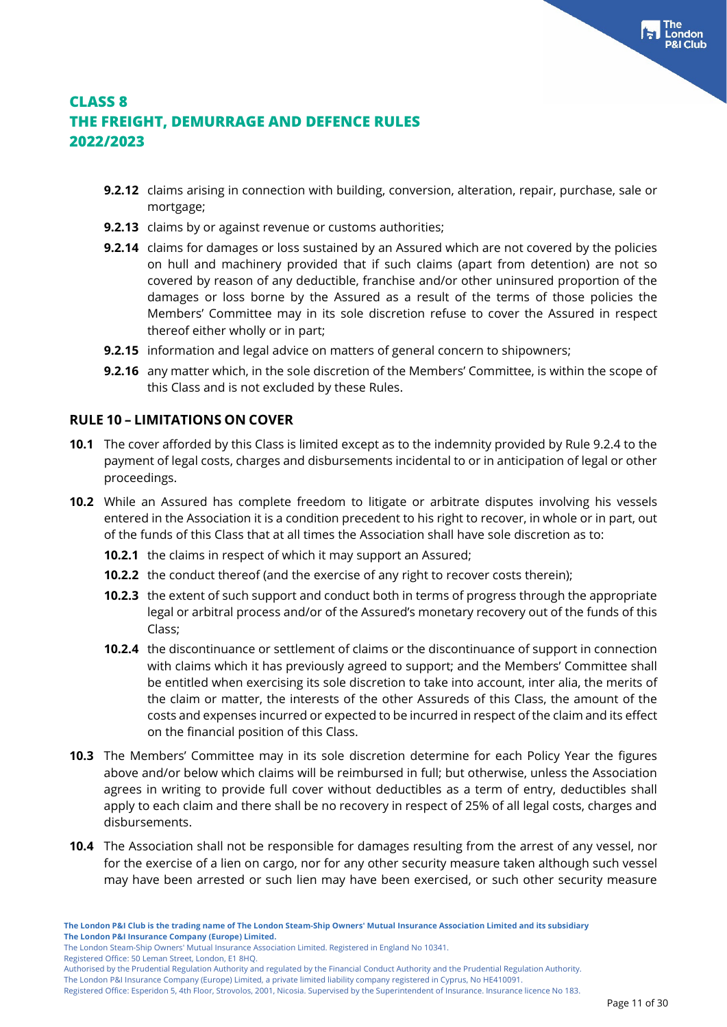# CLASS 8
# THE FREIGHT, DEMURRAGE AND DEFENCE RULES
# 2022/2023

- **9.2.12** claims arising in connection with building, conversion, alteration, repair, purchase, sale or mortgage;
- **9.2.13** claims by or against revenue or customs authorities;
- **9.2.14** claims for damages or loss sustained by an Assured which are not covered by the policies on hull and machinery provided that if such claims (apart from detention) are not so covered by reason of any deductible, franchise and/or other uninsured proportion of the damages or loss borne by the Assured as a result of the terms of those policies the Members' Committee may in its sole discretion refuse to cover the Assured in respect thereof either wholly or in part;
- **9.2.15** information and legal advice on matters of general concern to shipowners;
- **9.2.16** any matter which, in the sole discretion of the Members' Committee, is within the scope of this Class and is not excluded by these Rules.

## RULE 10 – LIMITATIONS ON COVER

**10.1** The cover afforded by this Class is limited except as to the indemnity provided by Rule 9.2.4 to the payment of legal costs, charges and disbursements incidental to or in anticipation of legal or other proceedings.

**10.2** While an Assured has complete freedom to litigate or arbitrate disputes involving his vessels entered in the Association it is a condition precedent to his right to recover, in whole or in part, out of the funds of this Class that at all times the Association shall have sole discretion as to:

- **10.2.1** the claims in respect of which it may support an Assured;
- **10.2.2** the conduct thereof (and the exercise of any right to recover costs therein);
- **10.2.3** the extent of such support and conduct both in terms of progress through the appropriate legal or arbitral process and/or of the Assured's monetary recovery out of the funds of this Class;
- **10.2.4** the discontinuance or settlement of claims or the discontinuance of support in connection with claims which it has previously agreed to support; and the Members' Committee shall be entitled when exercising its sole discretion to take into account, inter alia, the merits of the claim or matter, the interests of the other Assureds of this Class, the amount of the costs and expenses incurred or expected to be incurred in respect of the claim and its effect on the financial position of this Class.

**10.3** The Members' Committee may in its sole discretion determine for each Policy Year the figures above and/or below which claims will be reimbursed in full; but otherwise, unless the Association agrees in writing to provide full cover without deductibles as a term of entry, deductibles shall apply to each claim and there shall be no recovery in respect of 25% of all legal costs, charges and disbursements.

**10.4** The Association shall not be responsible for damages resulting from the arrest of any vessel, nor for the exercise of a lien on cargo, nor for any other security measure taken although such vessel may have been arrested or such lien may have been exercised, or such other security measure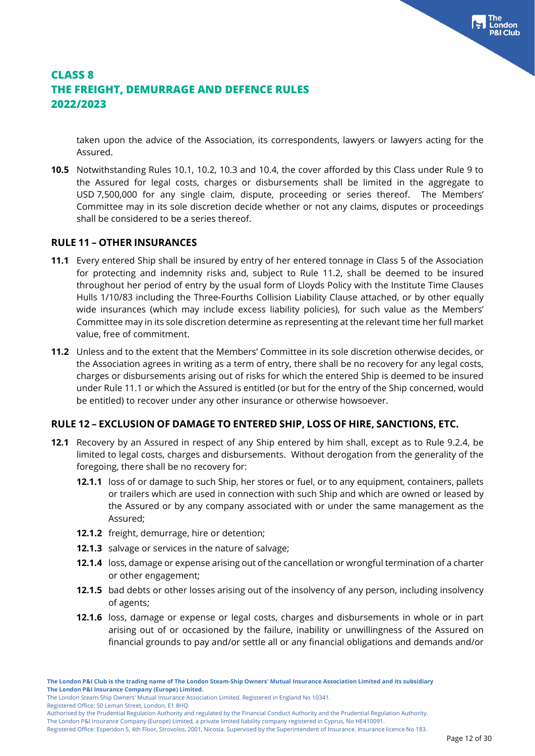taken upon the advice of the Association, its correspondents, lawyers or lawyers acting for the Assured.

**10.5** Notwithstanding Rules 10.1, 10.2, 10.3 and 10.4, the cover afforded by this Class under Rule 9 to the Assured for legal costs, charges or disbursements shall be limited in the aggregate to USD 7,500,000 for any single claim, dispute, proceeding or series thereof. The Members' Committee may in its sole discretion decide whether or not any claims, disputes or proceedings shall be considered to be a series thereof.

### RULE 11 – OTHER INSURANCES

**11.1** Every entered Ship shall be insured by entry of her entered tonnage in Class 5 of the Association for protecting and indemnity risks and, subject to Rule 11.2, shall be deemed to be insured throughout her period of entry by the usual form of Lloyds Policy with the Institute Time Clauses Hulls 1/10/83 including the Three-Fourths Collision Liability Clause attached, or by other equally wide insurances (which may include excess liability policies), for such value as the Members' Committee may in its sole discretion determine as representing at the relevant time her full market value, free of commitment.

**11.2** Unless and to the extent that the Members' Committee in its sole discretion otherwise decides, or the Association agrees in writing as a term of entry, there shall be no recovery for any legal costs, charges or disbursements arising out of risks for which the entered Ship is deemed to be insured under Rule 11.1 or which the Assured is entitled (or but for the entry of the Ship concerned, would be entitled) to recover under any other insurance or otherwise howsoever.

### RULE 12 – EXCLUSION OF DAMAGE TO ENTERED SHIP, LOSS OF HIRE, SANCTIONS, ETC.

**12.1** Recovery by an Assured in respect of any Ship entered by him shall, except as to Rule 9.2.4, be limited to legal costs, charges and disbursements. Without derogation from the generality of the foregoing, there shall be no recovery for:

- **12.1.1** loss of or damage to such Ship, her stores or fuel, or to any equipment, containers, pallets or trailers which are used in connection with such Ship and which are owned or leased by the Assured or by any company associated with or under the same management as the Assured;
- **12.1.2** freight, demurrage, hire or detention;
- **12.1.3** salvage or services in the nature of salvage;
- **12.1.4** loss, damage or expense arising out of the cancellation or wrongful termination of a charter or other engagement;
- **12.1.5** bad debts or other losses arising out of the insolvency of any person, including insolvency of agents;
- **12.1.6** loss, damage or expense or legal costs, charges and disbursements in whole or in part arising out of or occasioned by the failure, inability or unwillingness of the Assured on financial grounds to pay and/or settle all or any financial obligations and demands and/or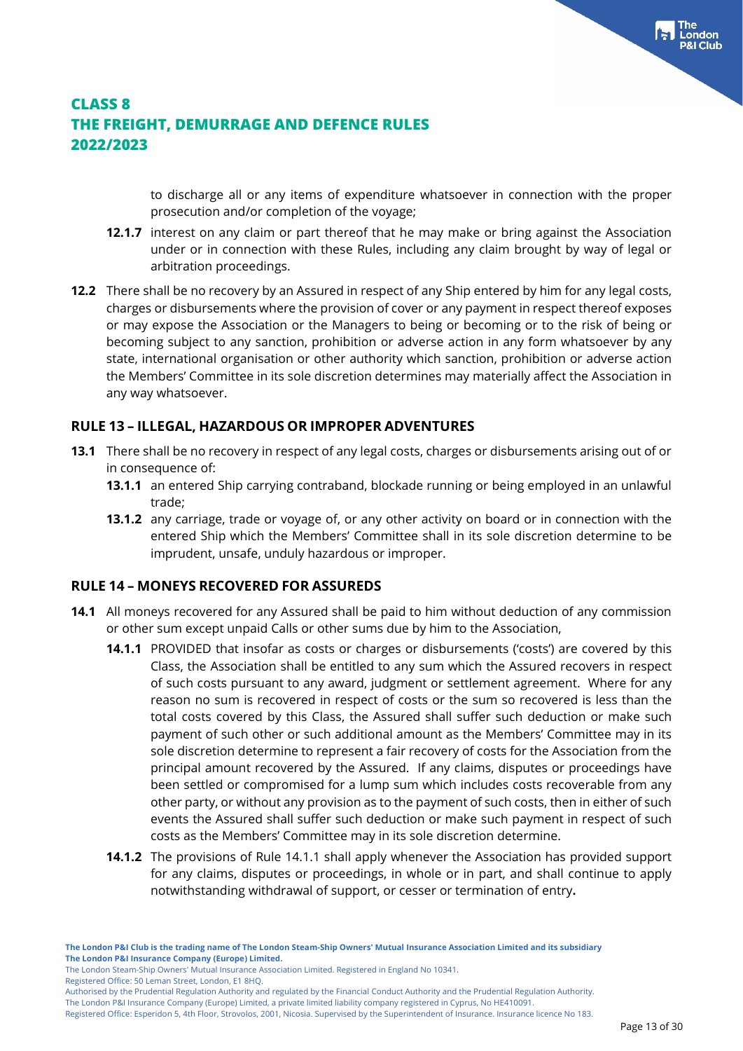to discharge all or any items of expenditure whatsoever in connection with the proper prosecution and/or completion of the voyage;

**12.1.7** interest on any claim or part thereof that he may make or bring against the Association under or in connection with these Rules, including any claim brought by way of legal or arbitration proceedings.

**12.2** There shall be no recovery by an Assured in respect of any Ship entered by him for any legal costs, charges or disbursements where the provision of cover or any payment in respect thereof exposes or may expose the Association or the Managers to being or becoming or to the risk of being or becoming subject to any sanction, prohibition or adverse action in any form whatsoever by any state, international organisation or other authority which sanction, prohibition or adverse action the Members' Committee in its sole discretion determines may materially affect the Association in any way whatsoever.

## RULE 13 – ILLEGAL, HAZARDOUS OR IMPROPER ADVENTURES

**13.1** There shall be no recovery in respect of any legal costs, charges or disbursements arising out of or in consequence of:

**13.1.1** an entered Ship carrying contraband, blockade running or being employed in an unlawful trade;

**13.1.2** any carriage, trade or voyage of, or any other activity on board or in connection with the entered Ship which the Members' Committee shall in its sole discretion determine to be imprudent, unsafe, unduly hazardous or improper.

## RULE 14 – MONEYS RECOVERED FOR ASSUREDS

**14.1** All moneys recovered for any Assured shall be paid to him without deduction of any commission or other sum except unpaid Calls or other sums due by him to the Association,

**14.1.1** PROVIDED that insofar as costs or charges or disbursements ('costs') are covered by this Class, the Association shall be entitled to any sum which the Assured recovers in respect of such costs pursuant to any award, judgment or settlement agreement. Where for any reason no sum is recovered in respect of costs or the sum so recovered is less than the total costs covered by this Class, the Assured shall suffer such deduction or make such payment of such other or such additional amount as the Members' Committee may in its sole discretion determine to represent a fair recovery of costs for the Association from the principal amount recovered by the Assured. If any claims, disputes or proceedings have been settled or compromised for a lump sum which includes costs recoverable from any other party, or without any provision as to the payment of such costs, then in either of such events the Assured shall suffer such deduction or make such payment in respect of such costs as the Members' Committee may in its sole discretion determine.

**14.1.2** The provisions of Rule 14.1.1 shall apply whenever the Association has provided support for any claims, disputes or proceedings, in whole or in part, and shall continue to apply notwithstanding withdrawal of support, or cesser or termination of entry**.**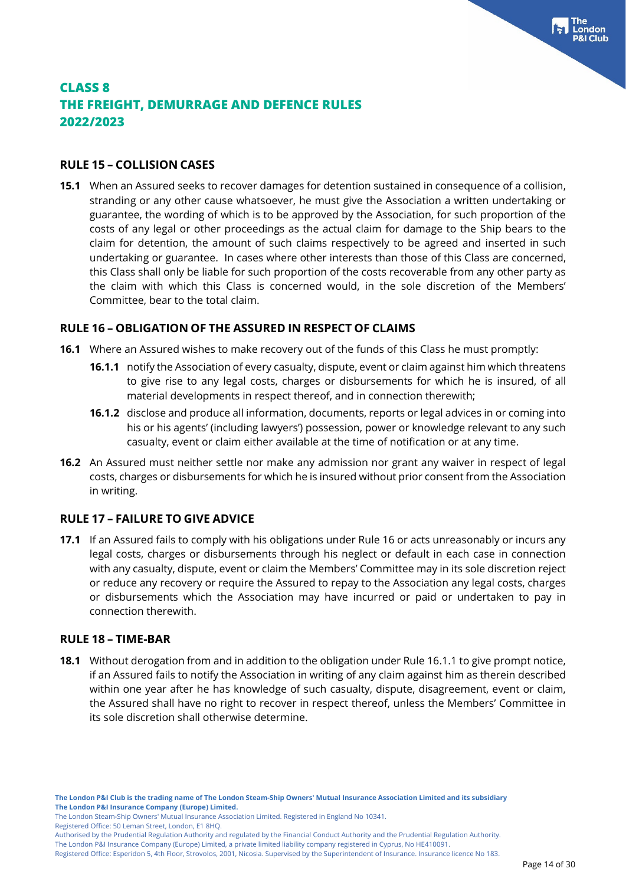## CLASS 8
## THE FREIGHT, DEMURRAGE AND DEFENCE RULES
## 2022/2023

### RULE 15 – COLLISION CASES

**15.1** When an Assured seeks to recover damages for detention sustained in consequence of a collision, stranding or any other cause whatsoever, he must give the Association a written undertaking or guarantee, the wording of which is to be approved by the Association, for such proportion of the costs of any legal or other proceedings as the actual claim for damage to the Ship bears to the claim for detention, the amount of such claims respectively to be agreed and inserted in such undertaking or guarantee. In cases where other interests than those of this Class are concerned, this Class shall only be liable for such proportion of the costs recoverable from any other party as the claim with which this Class is concerned would, in the sole discretion of the Members' Committee, bear to the total claim.

### RULE 16 – OBLIGATION OF THE ASSURED IN RESPECT OF CLAIMS

**16.1** Where an Assured wishes to make recovery out of the funds of this Class he must promptly:

- **16.1.1** notify the Association of every casualty, dispute, event or claim against him which threatens to give rise to any legal costs, charges or disbursements for which he is insured, of all material developments in respect thereof, and in connection therewith;
- **16.1.2** disclose and produce all information, documents, reports or legal advices in or coming into his or his agents' (including lawyers') possession, power or knowledge relevant to any such casualty, event or claim either available at the time of notification or at any time.

**16.2** An Assured must neither settle nor make any admission nor grant any waiver in respect of legal costs, charges or disbursements for which he is insured without prior consent from the Association in writing.

### RULE 17 – FAILURE TO GIVE ADVICE

**17.1** If an Assured fails to comply with his obligations under Rule 16 or acts unreasonably or incurs any legal costs, charges or disbursements through his neglect or default in each case in connection with any casualty, dispute, event or claim the Members' Committee may in its sole discretion reject or reduce any recovery or require the Assured to repay to the Association any legal costs, charges or disbursements which the Association may have incurred or paid or undertaken to pay in connection therewith.

### RULE 18 – TIME-BAR

**18.1** Without derogation from and in addition to the obligation under Rule 16.1.1 to give prompt notice, if an Assured fails to notify the Association in writing of any claim against him as therein described within one year after he has knowledge of such casualty, dispute, disagreement, event or claim, the Assured shall have no right to recover in respect thereof, unless the Members' Committee in its sole discretion shall otherwise determine.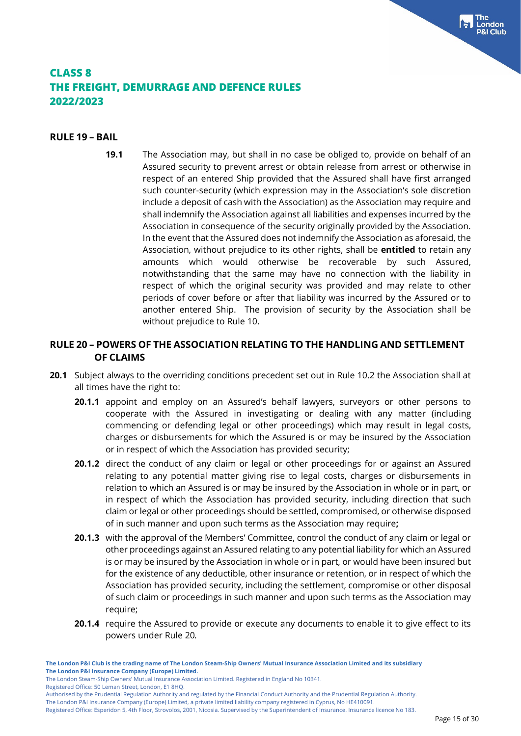# CLASS 8
# THE FREIGHT, DEMURRAGE AND DEFENCE RULES
# 2022/2023

## RULE 19 – BAIL

**19.1** The Association may, but shall in no case be obliged to, provide on behalf of an Assured security to prevent arrest or obtain release from arrest or otherwise in respect of an entered Ship provided that the Assured shall have first arranged such counter-security (which expression may in the Association's sole discretion include a deposit of cash with the Association) as the Association may require and shall indemnify the Association against all liabilities and expenses incurred by the Association in consequence of the security originally provided by the Association. In the event that the Assured does not indemnify the Association as aforesaid, the Association, without prejudice to its other rights, shall be **entitled** to retain any amounts which would otherwise be recoverable by such Assured, notwithstanding that the same may have no connection with the liability in respect of which the original security was provided and may relate to other periods of cover before or after that liability was incurred by the Assured or to another entered Ship. The provision of security by the Association shall be without prejudice to Rule 10.

## RULE 20 – POWERS OF THE ASSOCIATION RELATING TO THE HANDLING AND SETTLEMENT OF CLAIMS

**20.1** Subject always to the overriding conditions precedent set out in Rule 10.2 the Association shall at all times have the right to:

**20.1.1** appoint and employ on an Assured's behalf lawyers, surveyors or other persons to cooperate with the Assured in investigating or dealing with any matter (including commencing or defending legal or other proceedings) which may result in legal costs, charges or disbursements for which the Assured is or may be insured by the Association or in respect of which the Association has provided security;

**20.1.2** direct the conduct of any claim or legal or other proceedings for or against an Assured relating to any potential matter giving rise to legal costs, charges or disbursements in relation to which an Assured is or may be insured by the Association in whole or in part, or in respect of which the Association has provided security, including direction that such claim or legal or other proceedings should be settled, compromised, or otherwise disposed of in such manner and upon such terms as the Association may require**;**

**20.1.3** with the approval of the Members' Committee, control the conduct of any claim or legal or other proceedings against an Assured relating to any potential liability for which an Assured is or may be insured by the Association in whole or in part, or would have been insured but for the existence of any deductible, other insurance or retention, or in respect of which the Association has provided security, including the settlement, compromise or other disposal of such claim or proceedings in such manner and upon such terms as the Association may require;

**20.1.4** require the Assured to provide or execute any documents to enable it to give effect to its powers under Rule 20.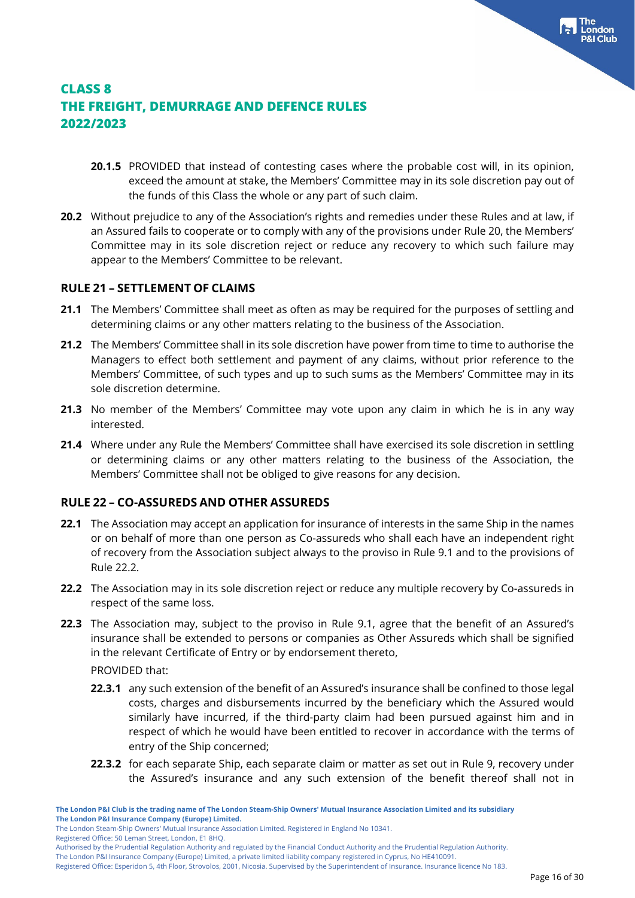## CLASS 8
## THE FREIGHT, DEMURRAGE AND DEFENCE RULES
## 2022/2023

**20.1.5** PROVIDED that instead of contesting cases where the probable cost will, in its opinion, exceed the amount at stake, the Members' Committee may in its sole discretion pay out of the funds of this Class the whole or any part of such claim.

**20.2** Without prejudice to any of the Association's rights and remedies under these Rules and at law, if an Assured fails to cooperate or to comply with any of the provisions under Rule 20, the Members' Committee may in its sole discretion reject or reduce any recovery to which such failure may appear to the Members' Committee to be relevant.

### RULE 21 – SETTLEMENT OF CLAIMS

**21.1** The Members' Committee shall meet as often as may be required for the purposes of settling and determining claims or any other matters relating to the business of the Association.

**21.2** The Members' Committee shall in its sole discretion have power from time to time to authorise the Managers to effect both settlement and payment of any claims, without prior reference to the Members' Committee, of such types and up to such sums as the Members' Committee may in its sole discretion determine.

**21.3** No member of the Members' Committee may vote upon any claim in which he is in any way interested.

**21.4** Where under any Rule the Members' Committee shall have exercised its sole discretion in settling or determining claims or any other matters relating to the business of the Association, the Members' Committee shall not be obliged to give reasons for any decision.

### RULE 22 – CO-ASSUREDS AND OTHER ASSUREDS

**22.1** The Association may accept an application for insurance of interests in the same Ship in the names or on behalf of more than one person as Co-assureds who shall each have an independent right of recovery from the Association subject always to the proviso in Rule 9.1 and to the provisions of Rule 22.2.

**22.2** The Association may in its sole discretion reject or reduce any multiple recovery by Co-assureds in respect of the same loss.

**22.3** The Association may, subject to the proviso in Rule 9.1, agree that the benefit of an Assured's insurance shall be extended to persons or companies as Other Assureds which shall be signified in the relevant Certificate of Entry or by endorsement thereto,

PROVIDED that:

**22.3.1** any such extension of the benefit of an Assured's insurance shall be confined to those legal costs, charges and disbursements incurred by the beneficiary which the Assured would similarly have incurred, if the third-party claim had been pursued against him and in respect of which he would have been entitled to recover in accordance with the terms of entry of the Ship concerned;

**22.3.2** for each separate Ship, each separate claim or matter as set out in Rule 9, recovery under the Assured's insurance and any such extension of the benefit thereof shall not in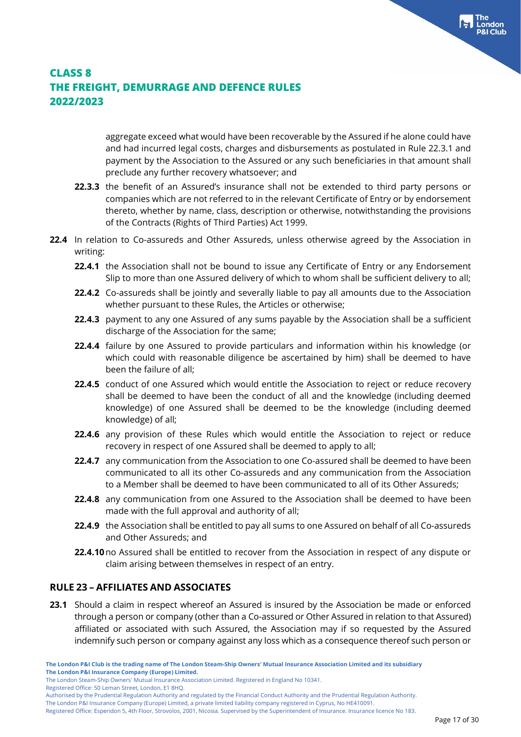aggregate exceed what would have been recoverable by the Assured if he alone could have and had incurred legal costs, charges and disbursements as postulated in Rule 22.3.1 and payment by the Association to the Assured or any such beneficiaries in that amount shall preclude any further recovery whatsoever; and

**22.3.3** the benefit of an Assured's insurance shall not be extended to third party persons or companies which are not referred to in the relevant Certificate of Entry or by endorsement thereto, whether by name, class, description or otherwise, notwithstanding the provisions of the Contracts (Rights of Third Parties) Act 1999.

**22.4** In relation to Co-assureds and Other Assureds, unless otherwise agreed by the Association in writing:

**22.4.1** the Association shall not be bound to issue any Certificate of Entry or any Endorsement Slip to more than one Assured delivery of which to whom shall be sufficient delivery to all;

**22.4.2** Co-assureds shall be jointly and severally liable to pay all amounts due to the Association whether pursuant to these Rules, the Articles or otherwise;

**22.4.3** payment to any one Assured of any sums payable by the Association shall be a sufficient discharge of the Association for the same;

**22.4.4** failure by one Assured to provide particulars and information within his knowledge (or which could with reasonable diligence be ascertained by him) shall be deemed to have been the failure of all;

**22.4.5** conduct of one Assured which would entitle the Association to reject or reduce recovery shall be deemed to have been the conduct of all and the knowledge (including deemed knowledge) of one Assured shall be deemed to be the knowledge (including deemed knowledge) of all;

**22.4.6** any provision of these Rules which would entitle the Association to reject or reduce recovery in respect of one Assured shall be deemed to apply to all;

**22.4.7** any communication from the Association to one Co-assured shall be deemed to have been communicated to all its other Co-assureds and any communication from the Association to a Member shall be deemed to have been communicated to all of its Other Assureds;

**22.4.8** any communication from one Assured to the Association shall be deemed to have been made with the full approval and authority of all;

**22.4.9** the Association shall be entitled to pay all sums to one Assured on behalf of all Co-assureds and Other Assureds; and

**22.4.10** no Assured shall be entitled to recover from the Association in respect of any dispute or claim arising between themselves in respect of an entry.

## RULE 23 – AFFILIATES AND ASSOCIATES

**23.1** Should a claim in respect whereof an Assured is insured by the Association be made or enforced through a person or company (other than a Co-assured or Other Assured in relation to that Assured) affiliated or associated with such Assured, the Association may if so requested by the Assured indemnify such person or company against any loss which as a consequence thereof such person or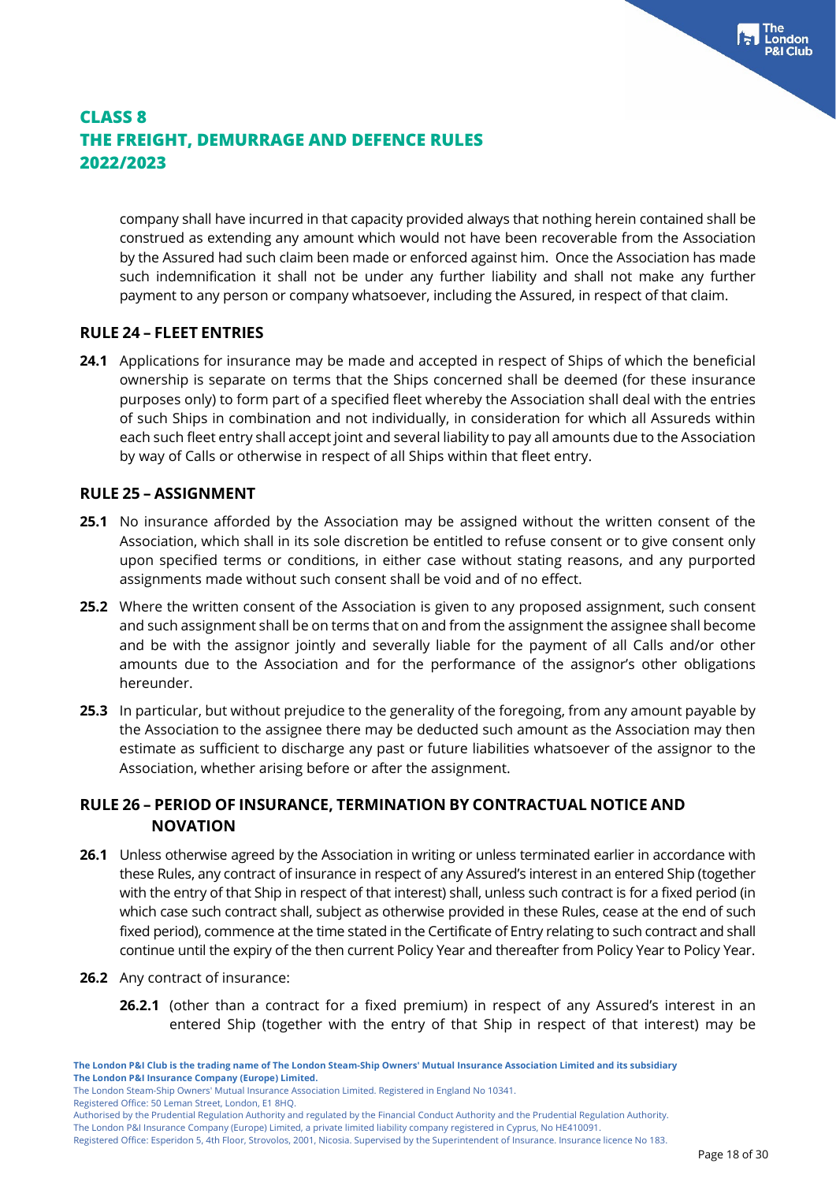company shall have incurred in that capacity provided always that nothing herein contained shall be construed as extending any amount which would not have been recoverable from the Association by the Assured had such claim been made or enforced against him. Once the Association has made such indemnification it shall not be under any further liability and shall not make any further payment to any person or company whatsoever, including the Assured, in respect of that claim.

### RULE 24 – FLEET ENTRIES

**24.1** Applications for insurance may be made and accepted in respect of Ships of which the beneficial ownership is separate on terms that the Ships concerned shall be deemed (for these insurance purposes only) to form part of a specified fleet whereby the Association shall deal with the entries of such Ships in combination and not individually, in consideration for which all Assureds within each such fleet entry shall accept joint and several liability to pay all amounts due to the Association by way of Calls or otherwise in respect of all Ships within that fleet entry.

### RULE 25 – ASSIGNMENT

**25.1** No insurance afforded by the Association may be assigned without the written consent of the Association, which shall in its sole discretion be entitled to refuse consent or to give consent only upon specified terms or conditions, in either case without stating reasons, and any purported assignments made without such consent shall be void and of no effect.

**25.2** Where the written consent of the Association is given to any proposed assignment, such consent and such assignment shall be on terms that on and from the assignment the assignee shall become and be with the assignor jointly and severally liable for the payment of all Calls and/or other amounts due to the Association and for the performance of the assignor's other obligations hereunder.

**25.3** In particular, but without prejudice to the generality of the foregoing, from any amount payable by the Association to the assignee there may be deducted such amount as the Association may then estimate as sufficient to discharge any past or future liabilities whatsoever of the assignor to the Association, whether arising before or after the assignment.

### RULE 26 – PERIOD OF INSURANCE, TERMINATION BY CONTRACTUAL NOTICE AND NOVATION

**26.1** Unless otherwise agreed by the Association in writing or unless terminated earlier in accordance with these Rules, any contract of insurance in respect of any Assured's interest in an entered Ship (together with the entry of that Ship in respect of that interest) shall, unless such contract is for a fixed period (in which case such contract shall, subject as otherwise provided in these Rules, cease at the end of such fixed period), commence at the time stated in the Certificate of Entry relating to such contract and shall continue until the expiry of the then current Policy Year and thereafter from Policy Year to Policy Year.

**26.2** Any contract of insurance:

**26.2.1** (other than a contract for a fixed premium) in respect of any Assured's interest in an entered Ship (together with the entry of that Ship in respect of that interest) may be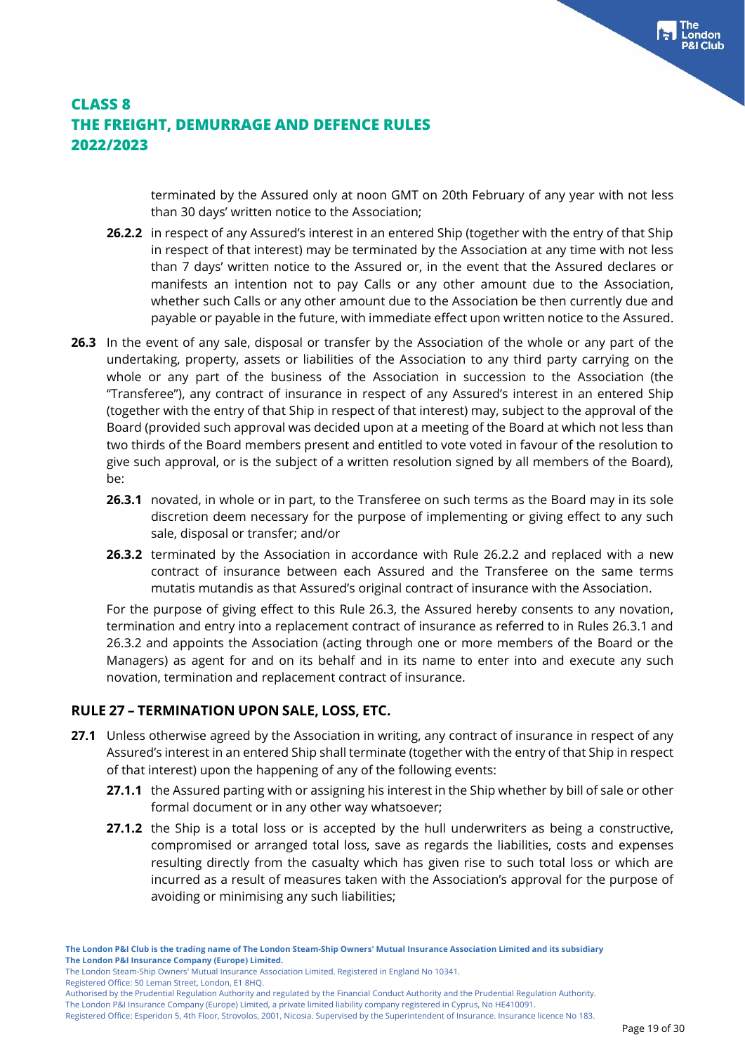terminated by the Assured only at noon GMT on 20th February of any year with not less than 30 days' written notice to the Association;

**26.2.2** in respect of any Assured's interest in an entered Ship (together with the entry of that Ship in respect of that interest) may be terminated by the Association at any time with not less than 7 days' written notice to the Assured or, in the event that the Assured declares or manifests an intention not to pay Calls or any other amount due to the Association, whether such Calls or any other amount due to the Association be then currently due and payable or payable in the future, with immediate effect upon written notice to the Assured.

**26.3** In the event of any sale, disposal or transfer by the Association of the whole or any part of the undertaking, property, assets or liabilities of the Association to any third party carrying on the whole or any part of the business of the Association in succession to the Association (the "Transferee"), any contract of insurance in respect of any Assured's interest in an entered Ship (together with the entry of that Ship in respect of that interest) may, subject to the approval of the Board (provided such approval was decided upon at a meeting of the Board at which not less than two thirds of the Board members present and entitled to vote voted in favour of the resolution to give such approval, or is the subject of a written resolution signed by all members of the Board), be:

**26.3.1** novated, in whole or in part, to the Transferee on such terms as the Board may in its sole discretion deem necessary for the purpose of implementing or giving effect to any such sale, disposal or transfer; and/or

**26.3.2** terminated by the Association in accordance with Rule 26.2.2 and replaced with a new contract of insurance between each Assured and the Transferee on the same terms mutatis mutandis as that Assured's original contract of insurance with the Association.

For the purpose of giving effect to this Rule 26.3, the Assured hereby consents to any novation, termination and entry into a replacement contract of insurance as referred to in Rules 26.3.1 and 26.3.2 and appoints the Association (acting through one or more members of the Board or the Managers) as agent for and on its behalf and in its name to enter into and execute any such novation, termination and replacement contract of insurance.

## RULE 27 – TERMINATION UPON SALE, LOSS, ETC.

**27.1** Unless otherwise agreed by the Association in writing, any contract of insurance in respect of any Assured's interest in an entered Ship shall terminate (together with the entry of that Ship in respect of that interest) upon the happening of any of the following events:

**27.1.1** the Assured parting with or assigning his interest in the Ship whether by bill of sale or other formal document or in any other way whatsoever;

**27.1.2** the Ship is a total loss or is accepted by the hull underwriters as being a constructive, compromised or arranged total loss, save as regards the liabilities, costs and expenses resulting directly from the casualty which has given rise to such total loss or which are incurred as a result of measures taken with the Association's approval for the purpose of avoiding or minimising any such liabilities;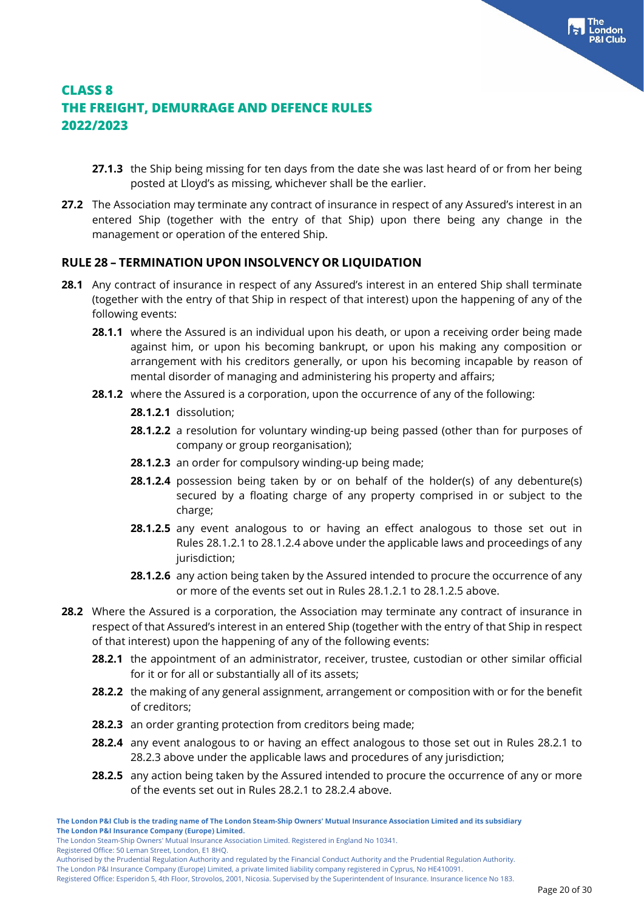**27.1.3** the Ship being missing for ten days from the date she was last heard of or from her being posted at Lloyd's as missing, whichever shall be the earlier.

**27.2** The Association may terminate any contract of insurance in respect of any Assured's interest in an entered Ship (together with the entry of that Ship) upon there being any change in the management or operation of the entered Ship.

## RULE 28 – TERMINATION UPON INSOLVENCY OR LIQUIDATION

**28.1** Any contract of insurance in respect of any Assured's interest in an entered Ship shall terminate (together with the entry of that Ship in respect of that interest) upon the happening of any of the following events:

**28.1.1** where the Assured is an individual upon his death, or upon a receiving order being made against him, or upon his becoming bankrupt, or upon his making any composition or arrangement with his creditors generally, or upon his becoming incapable by reason of mental disorder of managing and administering his property and affairs;

**28.1.2** where the Assured is a corporation, upon the occurrence of any of the following:

**28.1.2.1** dissolution;

**28.1.2.2** a resolution for voluntary winding-up being passed (other than for purposes of company or group reorganisation);

**28.1.2.3** an order for compulsory winding-up being made;

**28.1.2.4** possession being taken by or on behalf of the holder(s) of any debenture(s) secured by a floating charge of any property comprised in or subject to the charge;

**28.1.2.5** any event analogous to or having an effect analogous to those set out in Rules 28.1.2.1 to 28.1.2.4 above under the applicable laws and proceedings of any jurisdiction;

**28.1.2.6** any action being taken by the Assured intended to procure the occurrence of any or more of the events set out in Rules 28.1.2.1 to 28.1.2.5 above.

**28.2** Where the Assured is a corporation, the Association may terminate any contract of insurance in respect of that Assured's interest in an entered Ship (together with the entry of that Ship in respect of that interest) upon the happening of any of the following events:

**28.2.1** the appointment of an administrator, receiver, trustee, custodian or other similar official for it or for all or substantially all of its assets;

**28.2.2** the making of any general assignment, arrangement or composition with or for the benefit of creditors;

**28.2.3** an order granting protection from creditors being made;

**28.2.4** any event analogous to or having an effect analogous to those set out in Rules 28.2.1 to 28.2.3 above under the applicable laws and procedures of any jurisdiction;

**28.2.5** any action being taken by the Assured intended to procure the occurrence of any or more of the events set out in Rules 28.2.1 to 28.2.4 above.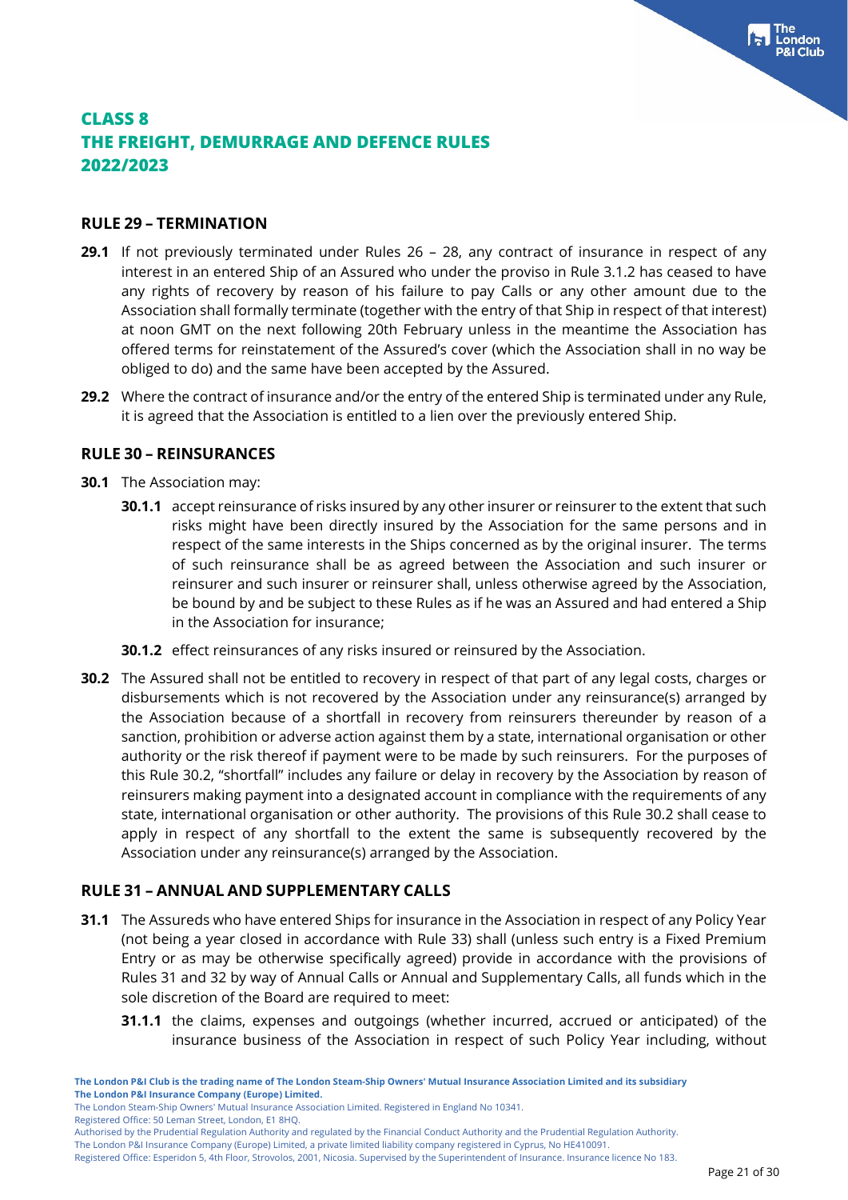# CLASS 8
# THE FREIGHT, DEMURRAGE AND DEFENCE RULES
# 2022/2023

## RULE 29 – TERMINATION

**29.1** If not previously terminated under Rules 26 – 28, any contract of insurance in respect of any interest in an entered Ship of an Assured who under the proviso in Rule 3.1.2 has ceased to have any rights of recovery by reason of his failure to pay Calls or any other amount due to the Association shall formally terminate (together with the entry of that Ship in respect of that interest) at noon GMT on the next following 20th February unless in the meantime the Association has offered terms for reinstatement of the Assured's cover (which the Association shall in no way be obliged to do) and the same have been accepted by the Assured.

**29.2** Where the contract of insurance and/or the entry of the entered Ship is terminated under any Rule, it is agreed that the Association is entitled to a lien over the previously entered Ship.

## RULE 30 – REINSURANCES

**30.1** The Association may:

**30.1.1** accept reinsurance of risks insured by any other insurer or reinsurer to the extent that such risks might have been directly insured by the Association for the same persons and in respect of the same interests in the Ships concerned as by the original insurer. The terms of such reinsurance shall be as agreed between the Association and such insurer or reinsurer and such insurer or reinsurer shall, unless otherwise agreed by the Association, be bound by and be subject to these Rules as if he was an Assured and had entered a Ship in the Association for insurance;

**30.1.2** effect reinsurances of any risks insured or reinsured by the Association.

**30.2** The Assured shall not be entitled to recovery in respect of that part of any legal costs, charges or disbursements which is not recovered by the Association under any reinsurance(s) arranged by the Association because of a shortfall in recovery from reinsurers thereunder by reason of a sanction, prohibition or adverse action against them by a state, international organisation or other authority or the risk thereof if payment were to be made by such reinsurers. For the purposes of this Rule 30.2, "shortfall" includes any failure or delay in recovery by the Association by reason of reinsurers making payment into a designated account in compliance with the requirements of any state, international organisation or other authority. The provisions of this Rule 30.2 shall cease to apply in respect of any shortfall to the extent the same is subsequently recovered by the Association under any reinsurance(s) arranged by the Association.

## RULE 31 – ANNUAL AND SUPPLEMENTARY CALLS

**31.1** The Assureds who have entered Ships for insurance in the Association in respect of any Policy Year (not being a year closed in accordance with Rule 33) shall (unless such entry is a Fixed Premium Entry or as may be otherwise specifically agreed) provide in accordance with the provisions of Rules 31 and 32 by way of Annual Calls or Annual and Supplementary Calls, all funds which in the sole discretion of the Board are required to meet:

**31.1.1** the claims, expenses and outgoings (whether incurred, accrued or anticipated) of the insurance business of the Association in respect of such Policy Year including, without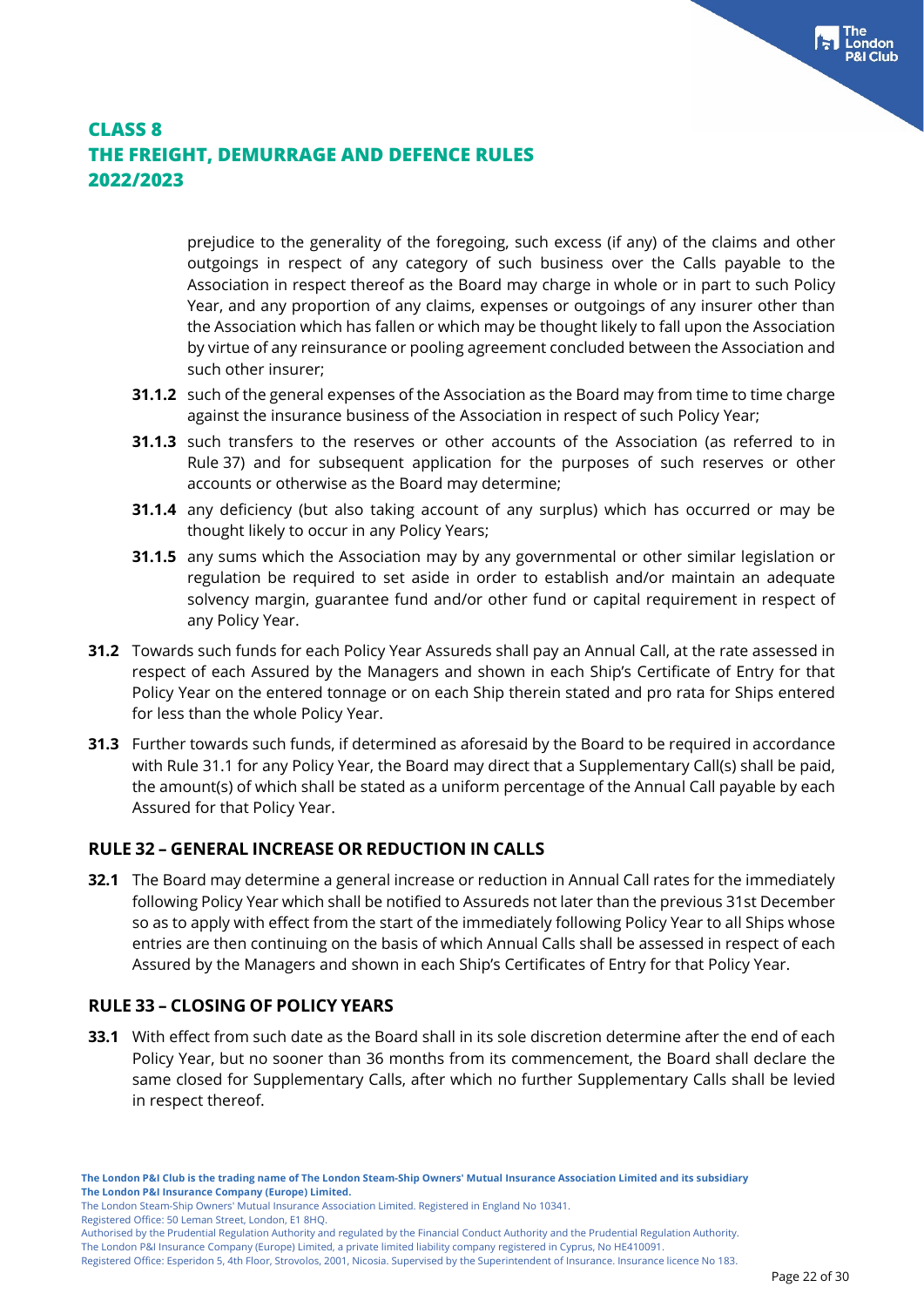prejudice to the generality of the foregoing, such excess (if any) of the claims and other outgoings in respect of any category of such business over the Calls payable to the Association in respect thereof as the Board may charge in whole or in part to such Policy Year, and any proportion of any claims, expenses or outgoings of any insurer other than the Association which has fallen or which may be thought likely to fall upon the Association by virtue of any reinsurance or pooling agreement concluded between the Association and such other insurer;

**31.1.2** such of the general expenses of the Association as the Board may from time to time charge against the insurance business of the Association in respect of such Policy Year;

**31.1.3** such transfers to the reserves or other accounts of the Association (as referred to in Rule 37) and for subsequent application for the purposes of such reserves or other accounts or otherwise as the Board may determine;

**31.1.4** any deficiency (but also taking account of any surplus) which has occurred or may be thought likely to occur in any Policy Years;

**31.1.5** any sums which the Association may by any governmental or other similar legislation or regulation be required to set aside in order to establish and/or maintain an adequate solvency margin, guarantee fund and/or other fund or capital requirement in respect of any Policy Year.

**31.2** Towards such funds for each Policy Year Assureds shall pay an Annual Call, at the rate assessed in respect of each Assured by the Managers and shown in each Ship's Certificate of Entry for that Policy Year on the entered tonnage or on each Ship therein stated and pro rata for Ships entered for less than the whole Policy Year.

**31.3** Further towards such funds, if determined as aforesaid by the Board to be required in accordance with Rule 31.1 for any Policy Year, the Board may direct that a Supplementary Call(s) shall be paid, the amount(s) of which shall be stated as a uniform percentage of the Annual Call payable by each Assured for that Policy Year.

## RULE 32 – GENERAL INCREASE OR REDUCTION IN CALLS

**32.1** The Board may determine a general increase or reduction in Annual Call rates for the immediately following Policy Year which shall be notified to Assureds not later than the previous 31st December so as to apply with effect from the start of the immediately following Policy Year to all Ships whose entries are then continuing on the basis of which Annual Calls shall be assessed in respect of each Assured by the Managers and shown in each Ship's Certificates of Entry for that Policy Year.

## RULE 33 – CLOSING OF POLICY YEARS

**33.1** With effect from such date as the Board shall in its sole discretion determine after the end of each Policy Year, but no sooner than 36 months from its commencement, the Board shall declare the same closed for Supplementary Calls, after which no further Supplementary Calls shall be levied in respect thereof.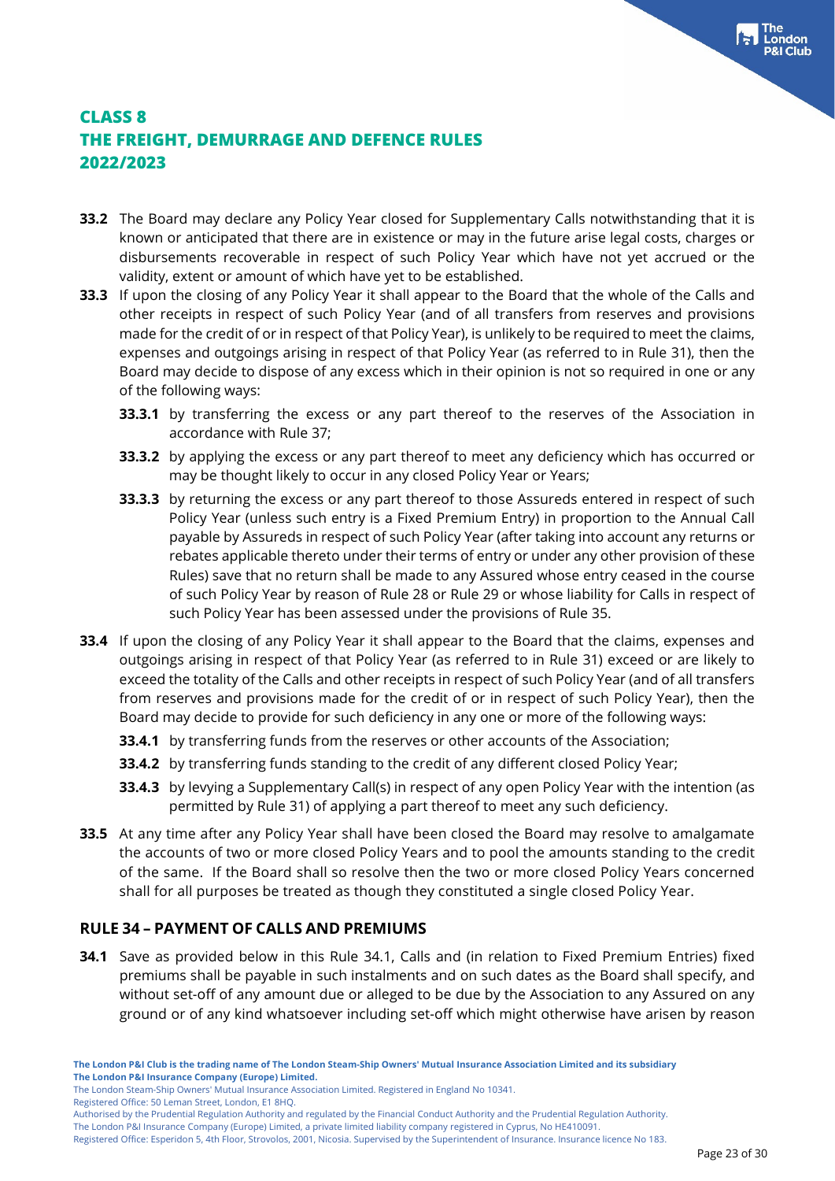**33.2** The Board may declare any Policy Year closed for Supplementary Calls notwithstanding that it is known or anticipated that there are in existence or may in the future arise legal costs, charges or disbursements recoverable in respect of such Policy Year which have not yet accrued or the validity, extent or amount of which have yet to be established.

**33.3** If upon the closing of any Policy Year it shall appear to the Board that the whole of the Calls and other receipts in respect of such Policy Year (and of all transfers from reserves and provisions made for the credit of or in respect of that Policy Year), is unlikely to be required to meet the claims, expenses and outgoings arising in respect of that Policy Year (as referred to in Rule 31), then the Board may decide to dispose of any excess which in their opinion is not so required in one or any of the following ways:

- **33.3.1** by transferring the excess or any part thereof to the reserves of the Association in accordance with Rule 37;
- **33.3.2** by applying the excess or any part thereof to meet any deficiency which has occurred or may be thought likely to occur in any closed Policy Year or Years;
- **33.3.3** by returning the excess or any part thereof to those Assureds entered in respect of such Policy Year (unless such entry is a Fixed Premium Entry) in proportion to the Annual Call payable by Assureds in respect of such Policy Year (after taking into account any returns or rebates applicable thereto under their terms of entry or under any other provision of these Rules) save that no return shall be made to any Assured whose entry ceased in the course of such Policy Year by reason of Rule 28 or Rule 29 or whose liability for Calls in respect of such Policy Year has been assessed under the provisions of Rule 35.

**33.4** If upon the closing of any Policy Year it shall appear to the Board that the claims, expenses and outgoings arising in respect of that Policy Year (as referred to in Rule 31) exceed or are likely to exceed the totality of the Calls and other receipts in respect of such Policy Year (and of all transfers from reserves and provisions made for the credit of or in respect of such Policy Year), then the Board may decide to provide for such deficiency in any one or more of the following ways:

- **33.4.1** by transferring funds from the reserves or other accounts of the Association;
- **33.4.2** by transferring funds standing to the credit of any different closed Policy Year;
- **33.4.3** by levying a Supplementary Call(s) in respect of any open Policy Year with the intention (as permitted by Rule 31) of applying a part thereof to meet any such deficiency.

**33.5** At any time after any Policy Year shall have been closed the Board may resolve to amalgamate the accounts of two or more closed Policy Years and to pool the amounts standing to the credit of the same. If the Board shall so resolve then the two or more closed Policy Years concerned shall for all purposes be treated as though they constituted a single closed Policy Year.

## RULE 34 – PAYMENT OF CALLS AND PREMIUMS

**34.1** Save as provided below in this Rule 34.1, Calls and (in relation to Fixed Premium Entries) fixed premiums shall be payable in such instalments and on such dates as the Board shall specify, and without set-off of any amount due or alleged to be due by the Association to any Assured on any ground or of any kind whatsoever including set-off which might otherwise have arisen by reason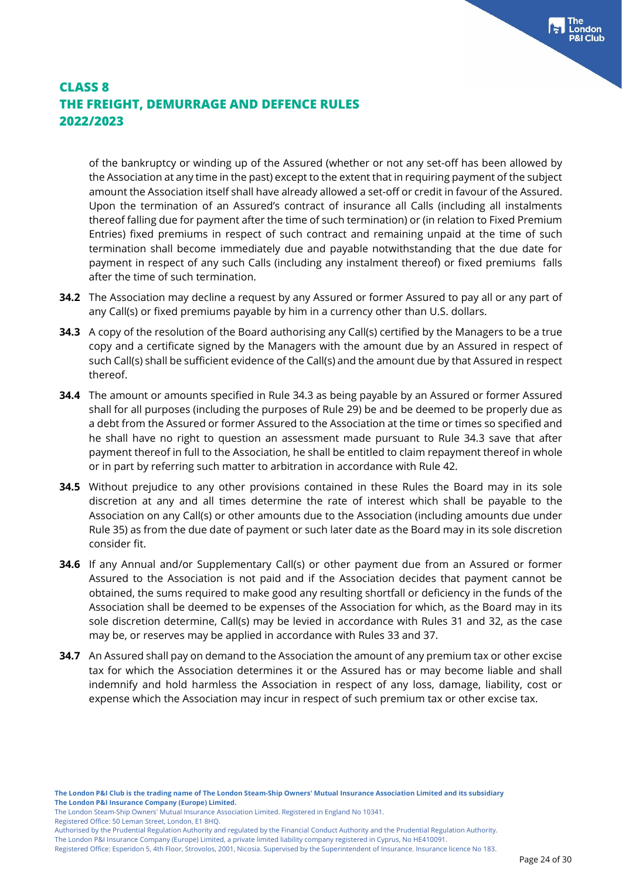of the bankruptcy or winding up of the Assured (whether or not any set-off has been allowed by the Association at any time in the past) except to the extent that in requiring payment of the subject amount the Association itself shall have already allowed a set-off or credit in favour of the Assured. Upon the termination of an Assured's contract of insurance all Calls (including all instalments thereof falling due for payment after the time of such termination) or (in relation to Fixed Premium Entries) fixed premiums in respect of such contract and remaining unpaid at the time of such termination shall become immediately due and payable notwithstanding that the due date for payment in respect of any such Calls (including any instalment thereof) or fixed premiums falls after the time of such termination.

**34.2** The Association may decline a request by any Assured or former Assured to pay all or any part of any Call(s) or fixed premiums payable by him in a currency other than U.S. dollars.

**34.3** A copy of the resolution of the Board authorising any Call(s) certified by the Managers to be a true copy and a certificate signed by the Managers with the amount due by an Assured in respect of such Call(s) shall be sufficient evidence of the Call(s) and the amount due by that Assured in respect thereof.

**34.4** The amount or amounts specified in Rule 34.3 as being payable by an Assured or former Assured shall for all purposes (including the purposes of Rule 29) be and be deemed to be properly due as a debt from the Assured or former Assured to the Association at the time or times so specified and he shall have no right to question an assessment made pursuant to Rule 34.3 save that after payment thereof in full to the Association, he shall be entitled to claim repayment thereof in whole or in part by referring such matter to arbitration in accordance with Rule 42.

**34.5** Without prejudice to any other provisions contained in these Rules the Board may in its sole discretion at any and all times determine the rate of interest which shall be payable to the Association on any Call(s) or other amounts due to the Association (including amounts due under Rule 35) as from the due date of payment or such later date as the Board may in its sole discretion consider fit.

**34.6** If any Annual and/or Supplementary Call(s) or other payment due from an Assured or former Assured to the Association is not paid and if the Association decides that payment cannot be obtained, the sums required to make good any resulting shortfall or deficiency in the funds of the Association shall be deemed to be expenses of the Association for which, as the Board may in its sole discretion determine, Call(s) may be levied in accordance with Rules 31 and 32, as the case may be, or reserves may be applied in accordance with Rules 33 and 37.

**34.7** An Assured shall pay on demand to the Association the amount of any premium tax or other excise tax for which the Association determines it or the Assured has or may become liable and shall indemnify and hold harmless the Association in respect of any loss, damage, liability, cost or expense which the Association may incur in respect of such premium tax or other excise tax.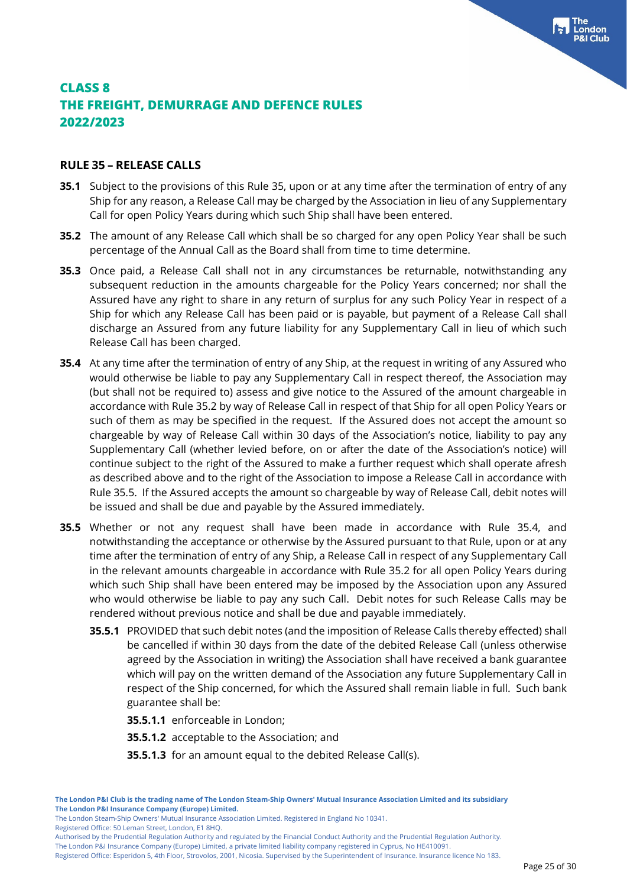# CLASS 8
# THE FREIGHT, DEMURRAGE AND DEFENCE RULES
# 2022/2023

## RULE 35 – RELEASE CALLS

**35.1** Subject to the provisions of this Rule 35, upon or at any time after the termination of entry of any Ship for any reason, a Release Call may be charged by the Association in lieu of any Supplementary Call for open Policy Years during which such Ship shall have been entered.

**35.2** The amount of any Release Call which shall be so charged for any open Policy Year shall be such percentage of the Annual Call as the Board shall from time to time determine.

**35.3** Once paid, a Release Call shall not in any circumstances be returnable, notwithstanding any subsequent reduction in the amounts chargeable for the Policy Years concerned; nor shall the Assured have any right to share in any return of surplus for any such Policy Year in respect of a Ship for which any Release Call has been paid or is payable, but payment of a Release Call shall discharge an Assured from any future liability for any Supplementary Call in lieu of which such Release Call has been charged.

**35.4** At any time after the termination of entry of any Ship, at the request in writing of any Assured who would otherwise be liable to pay any Supplementary Call in respect thereof, the Association may (but shall not be required to) assess and give notice to the Assured of the amount chargeable in accordance with Rule 35.2 by way of Release Call in respect of that Ship for all open Policy Years or such of them as may be specified in the request. If the Assured does not accept the amount so chargeable by way of Release Call within 30 days of the Association's notice, liability to pay any Supplementary Call (whether levied before, on or after the date of the Association's notice) will continue subject to the right of the Assured to make a further request which shall operate afresh as described above and to the right of the Association to impose a Release Call in accordance with Rule 35.5. If the Assured accepts the amount so chargeable by way of Release Call, debit notes will be issued and shall be due and payable by the Assured immediately.

**35.5** Whether or not any request shall have been made in accordance with Rule 35.4, and notwithstanding the acceptance or otherwise by the Assured pursuant to that Rule, upon or at any time after the termination of entry of any Ship, a Release Call in respect of any Supplementary Call in the relevant amounts chargeable in accordance with Rule 35.2 for all open Policy Years during which such Ship shall have been entered may be imposed by the Association upon any Assured who would otherwise be liable to pay any such Call. Debit notes for such Release Calls may be rendered without previous notice and shall be due and payable immediately.

**35.5.1** PROVIDED that such debit notes (and the imposition of Release Calls thereby effected) shall be cancelled if within 30 days from the date of the debited Release Call (unless otherwise agreed by the Association in writing) the Association shall have received a bank guarantee which will pay on the written demand of the Association any future Supplementary Call in respect of the Ship concerned, for which the Assured shall remain liable in full. Such bank guarantee shall be:

**35.5.1.1** enforceable in London;

**35.5.1.2** acceptable to the Association; and

**35.5.1.3** for an amount equal to the debited Release Call(s).

**The London P&I Club is the trading name of The London Steam-Ship Owners' Mutual Insurance Association Limited and its subsidiary The London P&I Insurance Company (Europe) Limited.**
The London Steam-Ship Owners' Mutual Insurance Association Limited. Registered in England No 10341.
Registered Office: 50 Leman Street, London, E1 8HQ.
Authorised by the Prudential Regulation Authority and regulated by the Financial Conduct Authority and the Prudential Regulation Authority.
The London P&I Insurance Company (Europe) Limited, a private limited liability company registered in Cyprus, No HE410091.
Registered Office: Esperidon 5, 4th Floor, Strovolos, 2001, Nicosia. Supervised by the Superintendent of Insurance. Insurance licence No 183.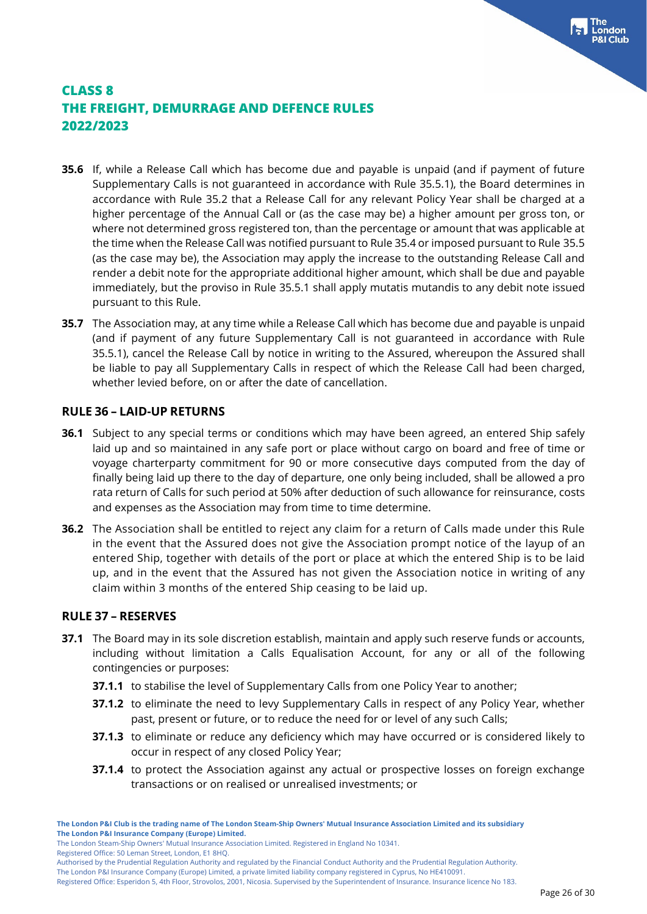# CLASS 8
# THE FREIGHT, DEMURRAGE AND DEFENCE RULES
# 2022/2023

**35.6** If, while a Release Call which has become due and payable is unpaid (and if payment of future Supplementary Calls is not guaranteed in accordance with Rule 35.5.1), the Board determines in accordance with Rule 35.2 that a Release Call for any relevant Policy Year shall be charged at a higher percentage of the Annual Call or (as the case may be) a higher amount per gross ton, or where not determined gross registered ton, than the percentage or amount that was applicable at the time when the Release Call was notified pursuant to Rule 35.4 or imposed pursuant to Rule 35.5 (as the case may be), the Association may apply the increase to the outstanding Release Call and render a debit note for the appropriate additional higher amount, which shall be due and payable immediately, but the proviso in Rule 35.5.1 shall apply mutatis mutandis to any debit note issued pursuant to this Rule.

**35.7** The Association may, at any time while a Release Call which has become due and payable is unpaid (and if payment of any future Supplementary Call is not guaranteed in accordance with Rule 35.5.1), cancel the Release Call by notice in writing to the Assured, whereupon the Assured shall be liable to pay all Supplementary Calls in respect of which the Release Call had been charged, whether levied before, on or after the date of cancellation.

## RULE 36 – LAID-UP RETURNS

**36.1** Subject to any special terms or conditions which may have been agreed, an entered Ship safely laid up and so maintained in any safe port or place without cargo on board and free of time or voyage charterparty commitment for 90 or more consecutive days computed from the day of finally being laid up there to the day of departure, one only being included, shall be allowed a pro rata return of Calls for such period at 50% after deduction of such allowance for reinsurance, costs and expenses as the Association may from time to time determine.

**36.2** The Association shall be entitled to reject any claim for a return of Calls made under this Rule in the event that the Assured does not give the Association prompt notice of the layup of an entered Ship, together with details of the port or place at which the entered Ship is to be laid up, and in the event that the Assured has not given the Association notice in writing of any claim within 3 months of the entered Ship ceasing to be laid up.

## RULE 37 – RESERVES

**37.1** The Board may in its sole discretion establish, maintain and apply such reserve funds or accounts, including without limitation a Calls Equalisation Account, for any or all of the following contingencies or purposes:

- **37.1.1** to stabilise the level of Supplementary Calls from one Policy Year to another;
- **37.1.2** to eliminate the need to levy Supplementary Calls in respect of any Policy Year, whether past, present or future, or to reduce the need for or level of any such Calls;
- **37.1.3** to eliminate or reduce any deficiency which may have occurred or is considered likely to occur in respect of any closed Policy Year;
- **37.1.4** to protect the Association against any actual or prospective losses on foreign exchange transactions or on realised or unrealised investments; or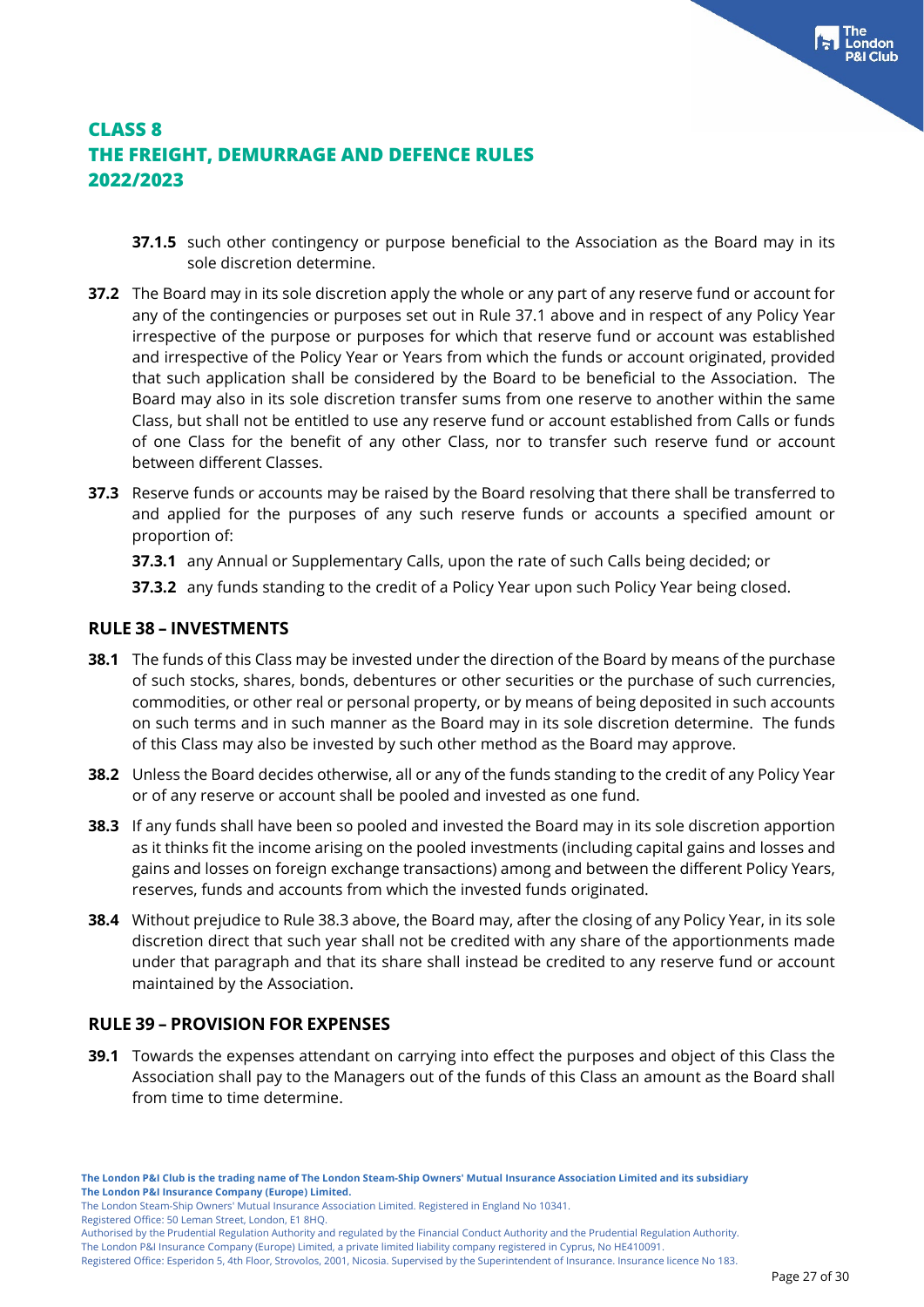**37.1.5** such other contingency or purpose beneficial to the Association as the Board may in its sole discretion determine.

**37.2** The Board may in its sole discretion apply the whole or any part of any reserve fund or account for any of the contingencies or purposes set out in Rule 37.1 above and in respect of any Policy Year irrespective of the purpose or purposes for which that reserve fund or account was established and irrespective of the Policy Year or Years from which the funds or account originated, provided that such application shall be considered by the Board to be beneficial to the Association. The Board may also in its sole discretion transfer sums from one reserve to another within the same Class, but shall not be entitled to use any reserve fund or account established from Calls or funds of one Class for the benefit of any other Class, nor to transfer such reserve fund or account between different Classes.

**37.3** Reserve funds or accounts may be raised by the Board resolving that there shall be transferred to and applied for the purposes of any such reserve funds or accounts a specified amount or proportion of:

**37.3.1** any Annual or Supplementary Calls, upon the rate of such Calls being decided; or

**37.3.2** any funds standing to the credit of a Policy Year upon such Policy Year being closed.

## RULE 38 – INVESTMENTS

**38.1** The funds of this Class may be invested under the direction of the Board by means of the purchase of such stocks, shares, bonds, debentures or other securities or the purchase of such currencies, commodities, or other real or personal property, or by means of being deposited in such accounts on such terms and in such manner as the Board may in its sole discretion determine. The funds of this Class may also be invested by such other method as the Board may approve.

**38.2** Unless the Board decides otherwise, all or any of the funds standing to the credit of any Policy Year or of any reserve or account shall be pooled and invested as one fund.

**38.3** If any funds shall have been so pooled and invested the Board may in its sole discretion apportion as it thinks fit the income arising on the pooled investments (including capital gains and losses and gains and losses on foreign exchange transactions) among and between the different Policy Years, reserves, funds and accounts from which the invested funds originated.

**38.4** Without prejudice to Rule 38.3 above, the Board may, after the closing of any Policy Year, in its sole discretion direct that such year shall not be credited with any share of the apportionments made under that paragraph and that its share shall instead be credited to any reserve fund or account maintained by the Association.

## RULE 39 – PROVISION FOR EXPENSES

**39.1** Towards the expenses attendant on carrying into effect the purposes and object of this Class the Association shall pay to the Managers out of the funds of this Class an amount as the Board shall from time to time determine.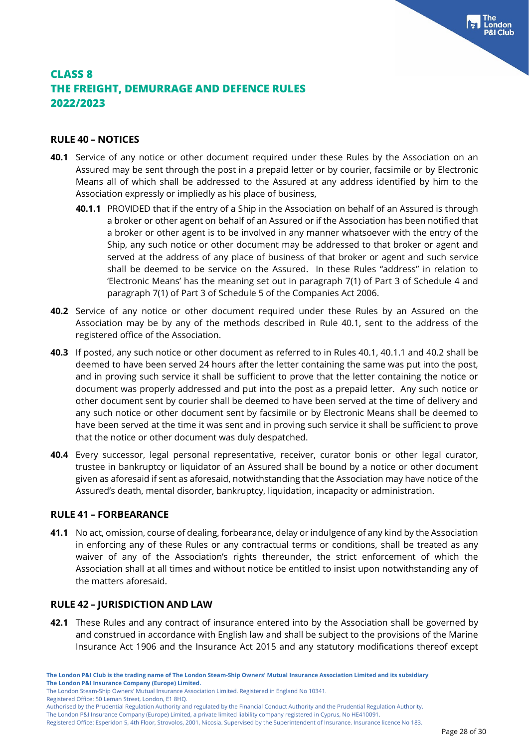# CLASS 8
# THE FREIGHT, DEMURRAGE AND DEFENCE RULES
# 2022/2023

## RULE 40 – NOTICES

**40.1** Service of any notice or other document required under these Rules by the Association on an Assured may be sent through the post in a prepaid letter or by courier, facsimile or by Electronic Means all of which shall be addressed to the Assured at any address identified by him to the Association expressly or impliedly as his place of business,

**40.1.1** PROVIDED that if the entry of a Ship in the Association on behalf of an Assured is through a broker or other agent on behalf of an Assured or if the Association has been notified that a broker or other agent is to be involved in any manner whatsoever with the entry of the Ship, any such notice or other document may be addressed to that broker or agent and served at the address of any place of business of that broker or agent and such service shall be deemed to be service on the Assured. In these Rules "address" in relation to 'Electronic Means' has the meaning set out in paragraph 7(1) of Part 3 of Schedule 4 and paragraph 7(1) of Part 3 of Schedule 5 of the Companies Act 2006.

**40.2** Service of any notice or other document required under these Rules by an Assured on the Association may be by any of the methods described in Rule 40.1, sent to the address of the registered office of the Association.

**40.3** If posted, any such notice or other document as referred to in Rules 40.1, 40.1.1 and 40.2 shall be deemed to have been served 24 hours after the letter containing the same was put into the post, and in proving such service it shall be sufficient to prove that the letter containing the notice or document was properly addressed and put into the post as a prepaid letter. Any such notice or other document sent by courier shall be deemed to have been served at the time of delivery and any such notice or other document sent by facsimile or by Electronic Means shall be deemed to have been served at the time it was sent and in proving such service it shall be sufficient to prove that the notice or other document was duly despatched.

**40.4** Every successor, legal personal representative, receiver, curator bonis or other legal curator, trustee in bankruptcy or liquidator of an Assured shall be bound by a notice or other document given as aforesaid if sent as aforesaid, notwithstanding that the Association may have notice of the Assured's death, mental disorder, bankruptcy, liquidation, incapacity or administration.

## RULE 41 – FORBEARANCE

**41.1** No act, omission, course of dealing, forbearance, delay or indulgence of any kind by the Association in enforcing any of these Rules or any contractual terms or conditions, shall be treated as any waiver of any of the Association's rights thereunder, the strict enforcement of which the Association shall at all times and without notice be entitled to insist upon notwithstanding any of the matters aforesaid.

## RULE 42 – JURISDICTION AND LAW

**42.1** These Rules and any contract of insurance entered into by the Association shall be governed by and construed in accordance with English law and shall be subject to the provisions of the Marine Insurance Act 1906 and the Insurance Act 2015 and any statutory modifications thereof except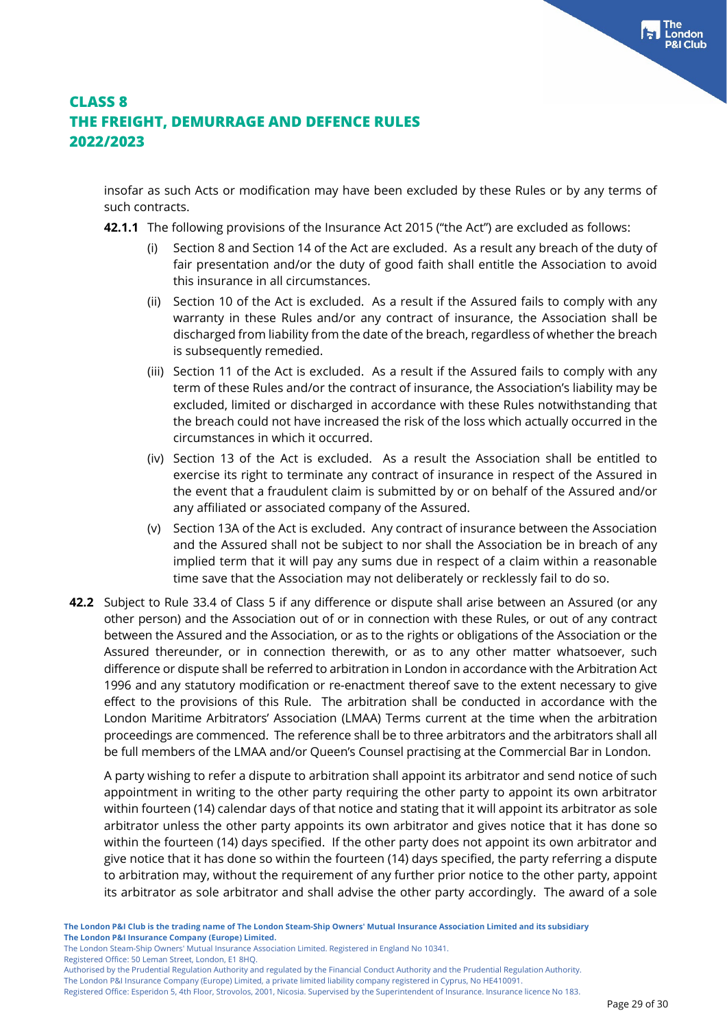insofar as such Acts or modification may have been excluded by these Rules or by any terms of such contracts.

**42.1.1** The following provisions of the Insurance Act 2015 ("the Act") are excluded as follows:

(i) Section 8 and Section 14 of the Act are excluded. As a result any breach of the duty of fair presentation and/or the duty of good faith shall entitle the Association to avoid this insurance in all circumstances.

(ii) Section 10 of the Act is excluded. As a result if the Assured fails to comply with any warranty in these Rules and/or any contract of insurance, the Association shall be discharged from liability from the date of the breach, regardless of whether the breach is subsequently remedied.

(iii) Section 11 of the Act is excluded. As a result if the Assured fails to comply with any term of these Rules and/or the contract of insurance, the Association's liability may be excluded, limited or discharged in accordance with these Rules notwithstanding that the breach could not have increased the risk of the loss which actually occurred in the circumstances in which it occurred.

(iv) Section 13 of the Act is excluded. As a result the Association shall be entitled to exercise its right to terminate any contract of insurance in respect of the Assured in the event that a fraudulent claim is submitted by or on behalf of the Assured and/or any affiliated or associated company of the Assured.

(v) Section 13A of the Act is excluded. Any contract of insurance between the Association and the Assured shall not be subject to nor shall the Association be in breach of any implied term that it will pay any sums due in respect of a claim within a reasonable time save that the Association may not deliberately or recklessly fail to do so.

**42.2** Subject to Rule 33.4 of Class 5 if any difference or dispute shall arise between an Assured (or any other person) and the Association out of or in connection with these Rules, or out of any contract between the Assured and the Association, or as to the rights or obligations of the Association or the Assured thereunder, or in connection therewith, or as to any other matter whatsoever, such difference or dispute shall be referred to arbitration in London in accordance with the Arbitration Act 1996 and any statutory modification or re-enactment thereof save to the extent necessary to give effect to the provisions of this Rule. The arbitration shall be conducted in accordance with the London Maritime Arbitrators' Association (LMAA) Terms current at the time when the arbitration proceedings are commenced. The reference shall be to three arbitrators and the arbitrators shall all be full members of the LMAA and/or Queen's Counsel practising at the Commercial Bar in London.

A party wishing to refer a dispute to arbitration shall appoint its arbitrator and send notice of such appointment in writing to the other party requiring the other party to appoint its own arbitrator within fourteen (14) calendar days of that notice and stating that it will appoint its arbitrator as sole arbitrator unless the other party appoints its own arbitrator and gives notice that it has done so within the fourteen (14) days specified. If the other party does not appoint its own arbitrator and give notice that it has done so within the fourteen (14) days specified, the party referring a dispute to arbitration may, without the requirement of any further prior notice to the other party, appoint its arbitrator as sole arbitrator and shall advise the other party accordingly. The award of a sole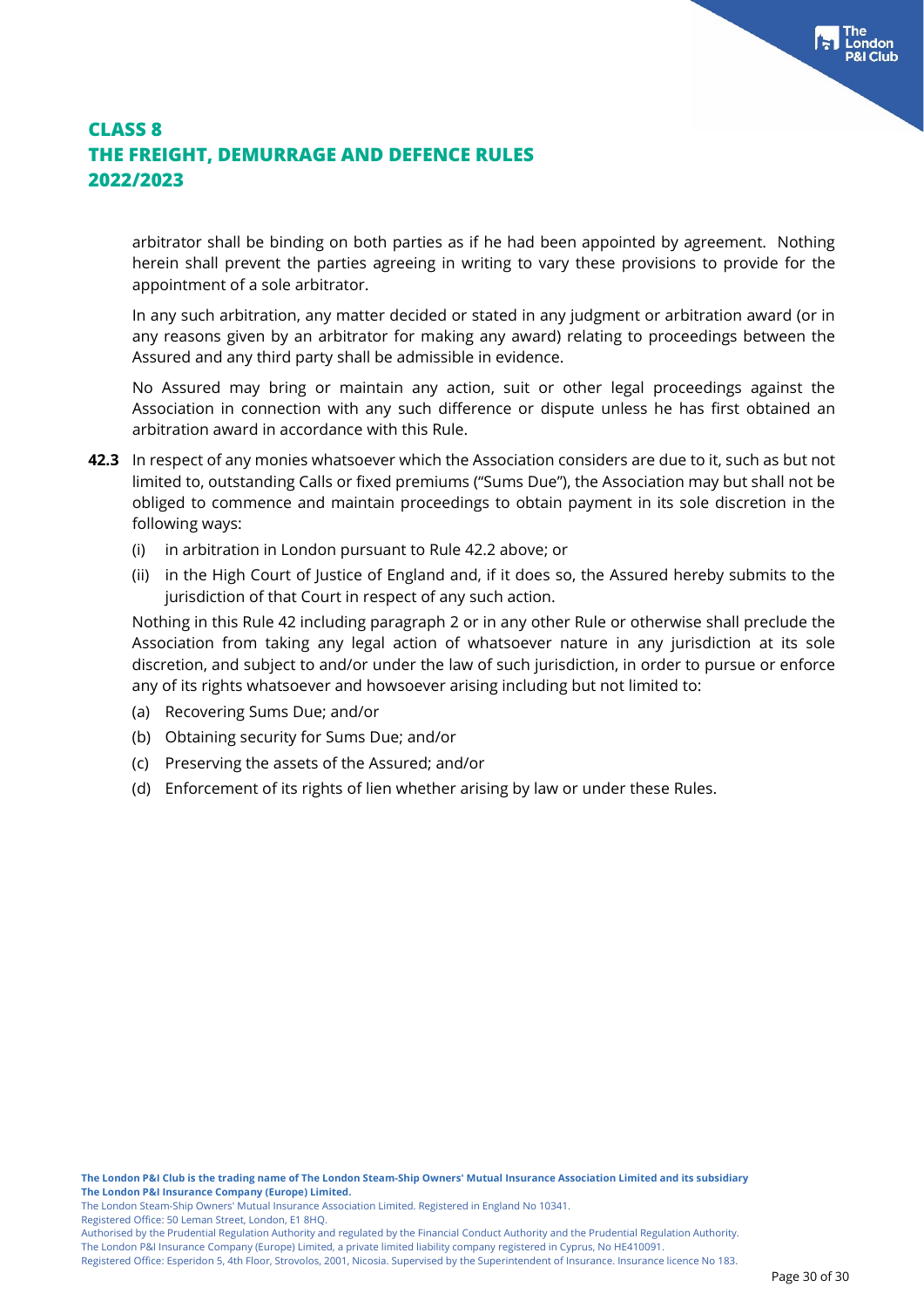arbitrator shall be binding on both parties as if he had been appointed by agreement. Nothing herein shall prevent the parties agreeing in writing to vary these provisions to provide for the appointment of a sole arbitrator.

In any such arbitration, any matter decided or stated in any judgment or arbitration award (or in any reasons given by an arbitrator for making any award) relating to proceedings between the Assured and any third party shall be admissible in evidence.

No Assured may bring or maintain any action, suit or other legal proceedings against the Association in connection with any such difference or dispute unless he has first obtained an arbitration award in accordance with this Rule.

**42.3** In respect of any monies whatsoever which the Association considers are due to it, such as but not limited to, outstanding Calls or fixed premiums ("Sums Due"), the Association may but shall not be obliged to commence and maintain proceedings to obtain payment in its sole discretion in the following ways:

(i) in arbitration in London pursuant to Rule 42.2 above; or

(ii) in the High Court of Justice of England and, if it does so, the Assured hereby submits to the jurisdiction of that Court in respect of any such action.

Nothing in this Rule 42 including paragraph 2 or in any other Rule or otherwise shall preclude the Association from taking any legal action of whatsoever nature in any jurisdiction at its sole discretion, and subject to and/or under the law of such jurisdiction, in order to pursue or enforce any of its rights whatsoever and howsoever arising including but not limited to:

(a) Recovering Sums Due; and/or

(b) Obtaining security for Sums Due; and/or

(c) Preserving the assets of the Assured; and/or

(d) Enforcement of its rights of lien whether arising by law or under these Rules.